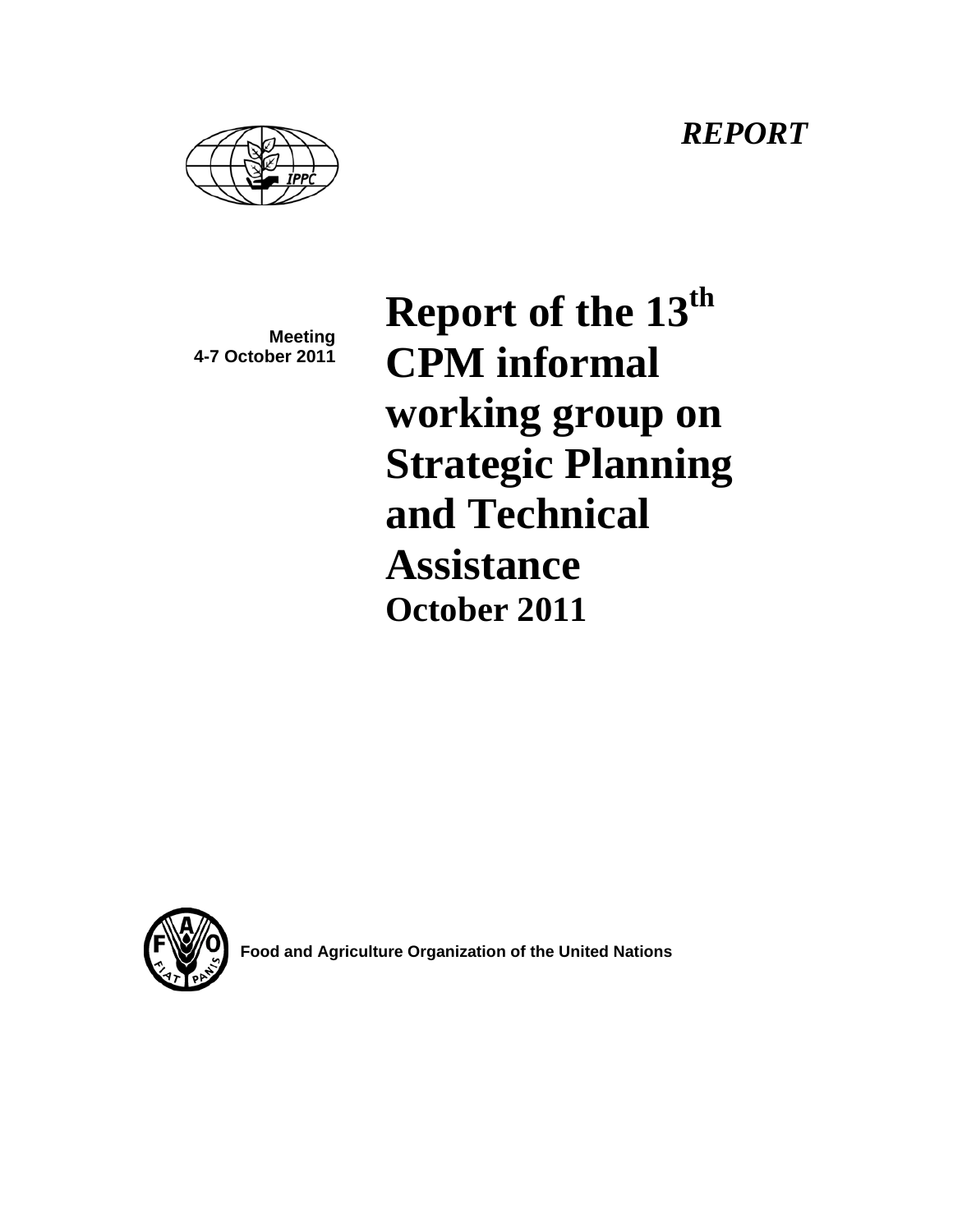*REPORT*

**Meeting**
**4-7 October 2011**

# Report of the 13th CPM informal working group on Strategic Planning and Technical Assistance

**October 2011**

**Food and Agriculture Organization of the United Nations**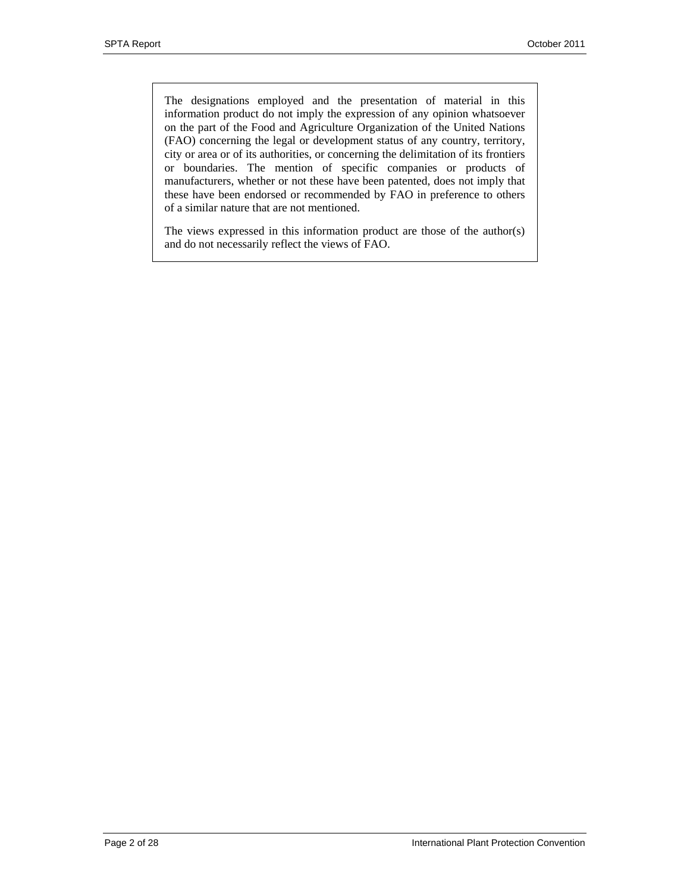The designations employed and the presentation of material in this information product do not imply the expression of any opinion whatsoever on the part of the Food and Agriculture Organization of the United Nations (FAO) concerning the legal or development status of any country, territory, city or area or of its authorities, or concerning the delimitation of its frontiers or boundaries. The mention of specific companies or products of manufacturers, whether or not these have been patented, does not imply that these have been endorsed or recommended by FAO in preference to others of a similar nature that are not mentioned.

The views expressed in this information product are those of the author(s) and do not necessarily reflect the views of FAO.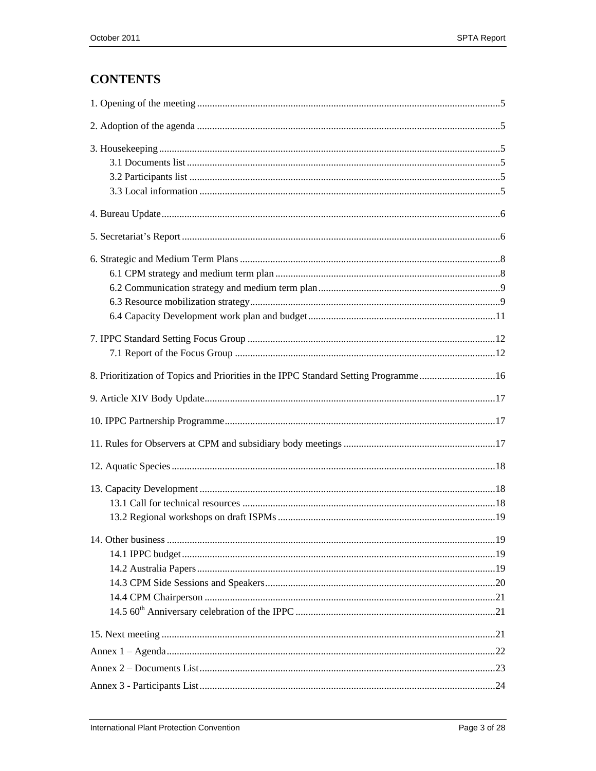# CONTENTS

1. Opening of the meeting ....................................................................................................................5

2. Adoption of the agenda ....................................................................................................................5

3. Housekeeping ....................................................................................................................5
   - 3.1 Documents list ....................................................................................................................5
   - 3.2 Participants list ....................................................................................................................5
   - 3.3 Local information ....................................................................................................................5

4. Bureau Update ....................................................................................................................6

5. Secretariat's Report ....................................................................................................................6

6. Strategic and Medium Term Plans ....................................................................................................................8
   - 6.1 CPM strategy and medium term plan ....................................................................................................................8
   - 6.2 Communication strategy and medium term plan ....................................................................................................................9
   - 6.3 Resource mobilization strategy ....................................................................................................................9
   - 6.4 Capacity Development work plan and budget ....................................................................................................................11

7. IPPC Standard Setting Focus Group ....................................................................................................................12
   - 7.1 Report of the Focus Group ....................................................................................................................12

8. Prioritization of Topics and Priorities in the IPPC Standard Setting Programme ....................................................................................................................16

9. Article XIV Body Update ....................................................................................................................17

10. IPPC Partnership Programme ....................................................................................................................17

11. Rules for Observers at CPM and subsidiary body meetings ....................................................................................................................17

12. Aquatic Species ....................................................................................................................18

13. Capacity Development ....................................................................................................................18
    - 13.1 Call for technical resources ....................................................................................................................18
    - 13.2 Regional workshops on draft ISPMs ....................................................................................................................19

14. Other business ....................................................................................................................19
    - 14.1 IPPC budget ....................................................................................................................19
    - 14.2 Australia Papers ....................................................................................................................19
    - 14.3 CPM Side Sessions and Speakers ....................................................................................................................20
    - 14.4 CPM Chairperson ....................................................................................................................21
    - 14.5 60th Anniversary celebration of the IPPC ....................................................................................................................21

15. Next meeting ....................................................................................................................21

Annex 1 – Agenda ....................................................................................................................22

Annex 2 – Documents List ....................................................................................................................23

Annex 3 - Participants List ....................................................................................................................24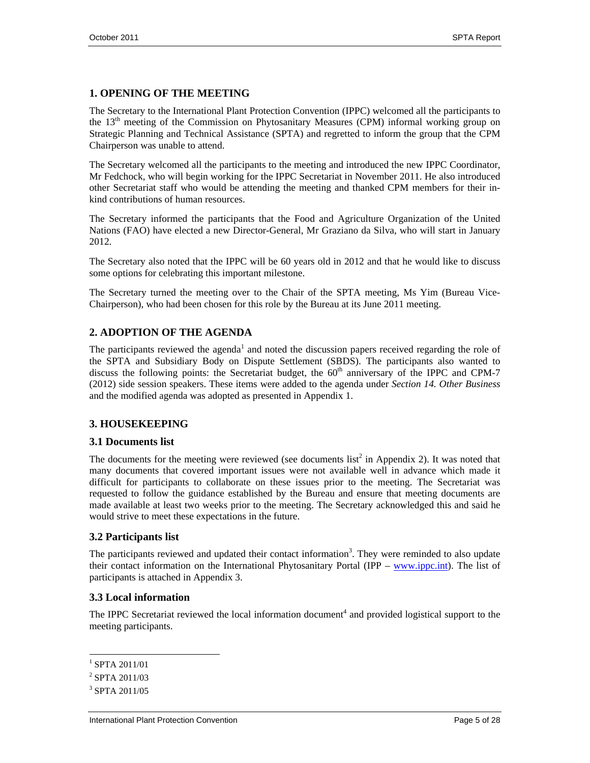## 1. OPENING OF THE MEETING

The Secretary to the International Plant Protection Convention (IPPC) welcomed all the participants to the 13th meeting of the Commission on Phytosanitary Measures (CPM) informal working group on Strategic Planning and Technical Assistance (SPTA) and regretted to inform the group that the CPM Chairperson was unable to attend.

The Secretary welcomed all the participants to the meeting and introduced the new IPPC Coordinator, Mr Fedchock, who will begin working for the IPPC Secretariat in November 2011. He also introduced other Secretariat staff who would be attending the meeting and thanked CPM members for their in-kind contributions of human resources.

The Secretary informed the participants that the Food and Agriculture Organization of the United Nations (FAO) have elected a new Director-General, Mr Graziano da Silva, who will start in January 2012.

The Secretary also noted that the IPPC will be 60 years old in 2012 and that he would like to discuss some options for celebrating this important milestone.

The Secretary turned the meeting over to the Chair of the SPTA meeting, Ms Yim (Bureau Vice-Chairperson), who had been chosen for this role by the Bureau at its June 2011 meeting.

## 2. ADOPTION OF THE AGENDA

The participants reviewed the agenda[1] and noted the discussion papers received regarding the role of the SPTA and Subsidiary Body on Dispute Settlement (SBDS). The participants also wanted to discuss the following points: the Secretariat budget, the 60th anniversary of the IPPC and CPM-7 (2012) side session speakers. These items were added to the agenda under *Section 14. Other Business* and the modified agenda was adopted as presented in Appendix 1.

## 3. HOUSEKEEPING

### 3.1 Documents list

The documents for the meeting were reviewed (see documents list[2] in Appendix 2). It was noted that many documents that covered important issues were not available well in advance which made it difficult for participants to collaborate on these issues prior to the meeting. The Secretariat was requested to follow the guidance established by the Bureau and ensure that meeting documents are made available at least two weeks prior to the meeting. The Secretary acknowledged this and said he would strive to meet these expectations in the future.

### 3.2 Participants list

The participants reviewed and updated their contact information[3]. They were reminded to also update their contact information on the International Phytosanitary Portal (IPP – www.ippc.int). The list of participants is attached in Appendix 3.

### 3.3 Local information

The IPPC Secretariat reviewed the local information document[4] and provided logistical support to the meeting participants.

---

[1] SPTA 2011/01

[2] SPTA 2011/03

[3] SPTA 2011/05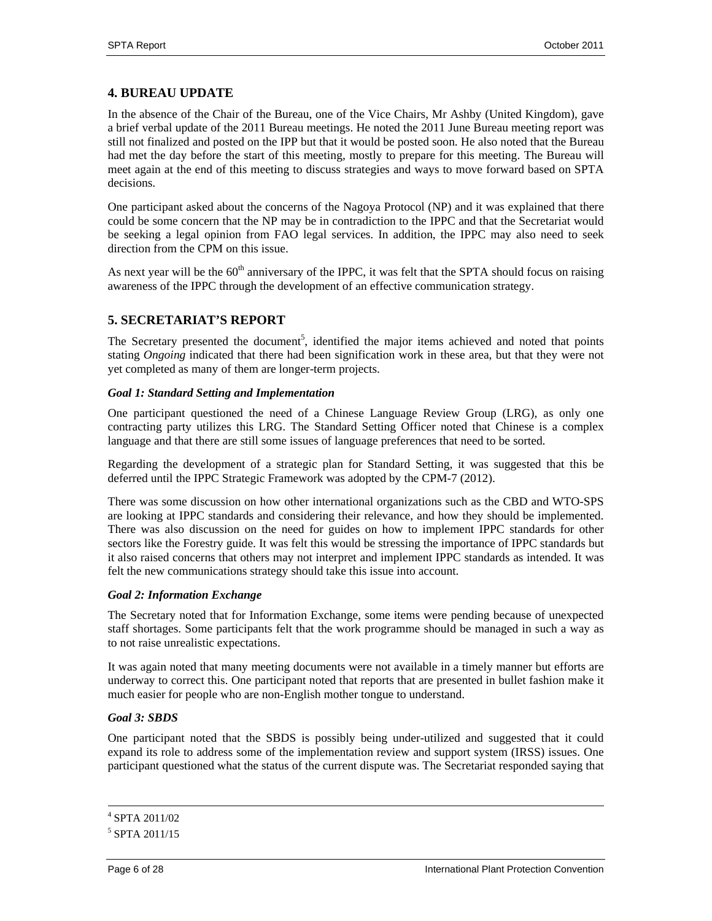## 4. BUREAU UPDATE

In the absence of the Chair of the Bureau, one of the Vice Chairs, Mr Ashby (United Kingdom), gave a brief verbal update of the 2011 Bureau meetings. He noted the 2011 June Bureau meeting report was still not finalized and posted on the IPP but that it would be posted soon. He also noted that the Bureau had met the day before the start of this meeting, mostly to prepare for this meeting. The Bureau will meet again at the end of this meeting to discuss strategies and ways to move forward based on SPTA decisions.

One participant asked about the concerns of the Nagoya Protocol (NP) and it was explained that there could be some concern that the NP may be in contradiction to the IPPC and that the Secretariat would be seeking a legal opinion from FAO legal services. In addition, the IPPC may also need to seek direction from the CPM on this issue.

As next year will be the 60th anniversary of the IPPC, it was felt that the SPTA should focus on raising awareness of the IPPC through the development of an effective communication strategy.

## 5. SECRETARIAT'S REPORT

The Secretary presented the document[5], identified the major items achieved and noted that points stating *Ongoing* indicated that there had been signification work in these area, but that they were not yet completed as many of them are longer-term projects.

### *Goal 1: Standard Setting and Implementation*

One participant questioned the need of a Chinese Language Review Group (LRG), as only one contracting party utilizes this LRG. The Standard Setting Officer noted that Chinese is a complex language and that there are still some issues of language preferences that need to be sorted.

Regarding the development of a strategic plan for Standard Setting, it was suggested that this be deferred until the IPPC Strategic Framework was adopted by the CPM-7 (2012).

There was some discussion on how other international organizations such as the CBD and WTO-SPS are looking at IPPC standards and considering their relevance, and how they should be implemented. There was also discussion on the need for guides on how to implement IPPC standards for other sectors like the Forestry guide. It was felt this would be stressing the importance of IPPC standards but it also raised concerns that others may not interpret and implement IPPC standards as intended. It was felt the new communications strategy should take this issue into account.

### *Goal 2: Information Exchange*

The Secretary noted that for Information Exchange, some items were pending because of unexpected staff shortages. Some participants felt that the work programme should be managed in such a way as to not raise unrealistic expectations.

It was again noted that many meeting documents were not available in a timely manner but efforts are underway to correct this. One participant noted that reports that are presented in bullet fashion make it much easier for people who are non-English mother tongue to understand.

### *Goal 3: SBDS*

One participant noted that the SBDS is possibly being under-utilized and suggested that it could expand its role to address some of the implementation review and support system (IRSS) issues. One participant questioned what the status of the current dispute was. The Secretariat responded saying that

---

[4] SPTA 2011/02

[5] SPTA 2011/15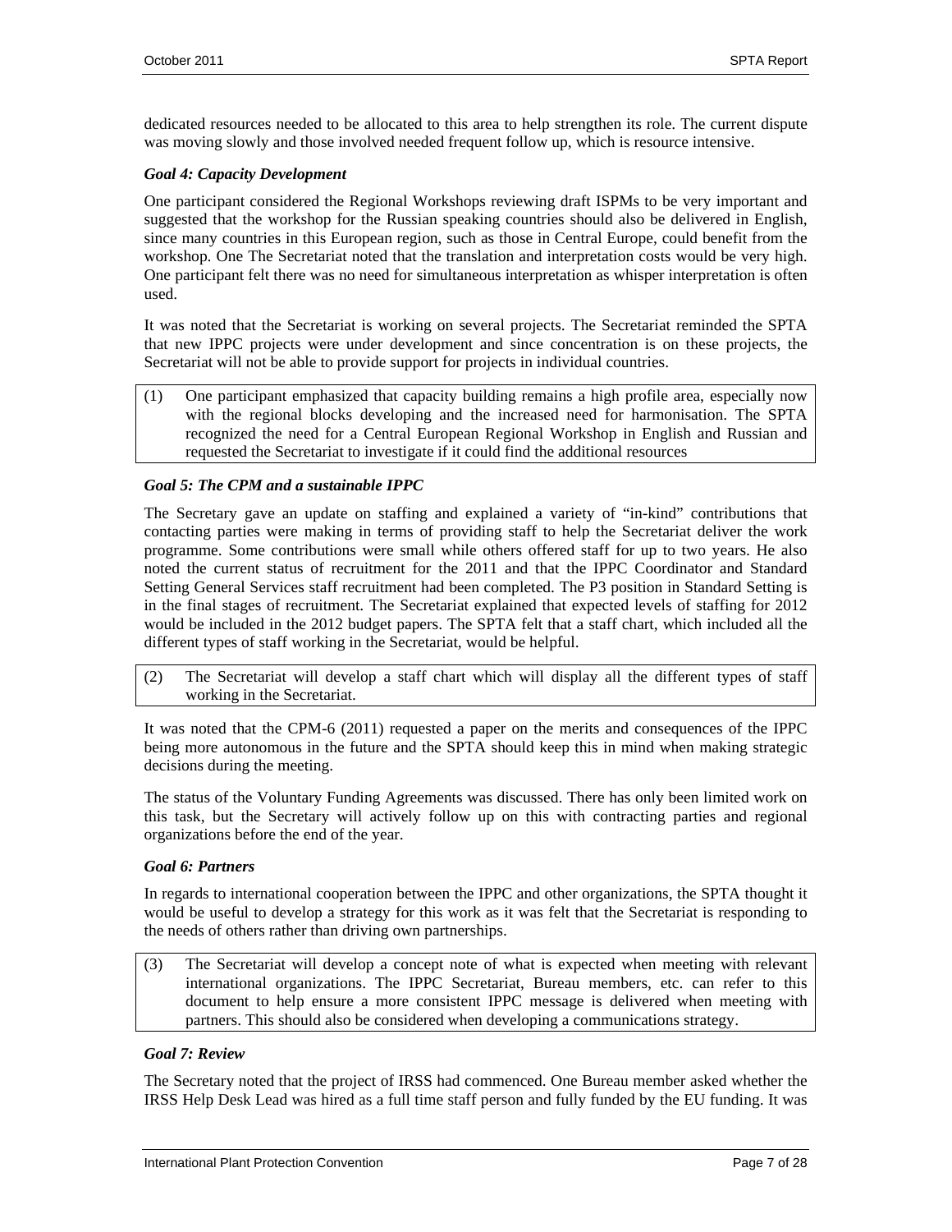dedicated resources needed to be allocated to this area to help strengthen its role. The current dispute was moving slowly and those involved needed frequent follow up, which is resource intensive.

***Goal 4: Capacity Development***

One participant considered the Regional Workshops reviewing draft ISPMs to be very important and suggested that the workshop for the Russian speaking countries should also be delivered in English, since many countries in this European region, such as those in Central Europe, could benefit from the workshop. One The Secretariat noted that the translation and interpretation costs would be very high. One participant felt there was no need for simultaneous interpretation as whisper interpretation is often used.

It was noted that the Secretariat is working on several projects. The Secretariat reminded the SPTA that new IPPC projects were under development and since concentration is on these projects, the Secretariat will not be able to provide support for projects in individual countries.

(1) One participant emphasized that capacity building remains a high profile area, especially now with the regional blocks developing and the increased need for harmonisation. The SPTA recognized the need for a Central European Regional Workshop in English and Russian and requested the Secretariat to investigate if it could find the additional resources

***Goal 5: The CPM and a sustainable IPPC***

The Secretary gave an update on staffing and explained a variety of "in-kind" contributions that contacting parties were making in terms of providing staff to help the Secretariat deliver the work programme. Some contributions were small while others offered staff for up to two years. He also noted the current status of recruitment for the 2011 and that the IPPC Coordinator and Standard Setting General Services staff recruitment had been completed. The P3 position in Standard Setting is in the final stages of recruitment. The Secretariat explained that expected levels of staffing for 2012 would be included in the 2012 budget papers. The SPTA felt that a staff chart, which included all the different types of staff working in the Secretariat, would be helpful.

(2) The Secretariat will develop a staff chart which will display all the different types of staff working in the Secretariat.

It was noted that the CPM-6 (2011) requested a paper on the merits and consequences of the IPPC being more autonomous in the future and the SPTA should keep this in mind when making strategic decisions during the meeting.

The status of the Voluntary Funding Agreements was discussed. There has only been limited work on this task, but the Secretary will actively follow up on this with contracting parties and regional organizations before the end of the year.

***Goal 6: Partners***

In regards to international cooperation between the IPPC and other organizations, the SPTA thought it would be useful to develop a strategy for this work as it was felt that the Secretariat is responding to the needs of others rather than driving own partnerships.

(3) The Secretariat will develop a concept note of what is expected when meeting with relevant international organizations. The IPPC Secretariat, Bureau members, etc. can refer to this document to help ensure a more consistent IPPC message is delivered when meeting with partners. This should also be considered when developing a communications strategy.

***Goal 7: Review***

The Secretary noted that the project of IRSS had commenced. One Bureau member asked whether the IRSS Help Desk Lead was hired as a full time staff person and fully funded by the EU funding. It was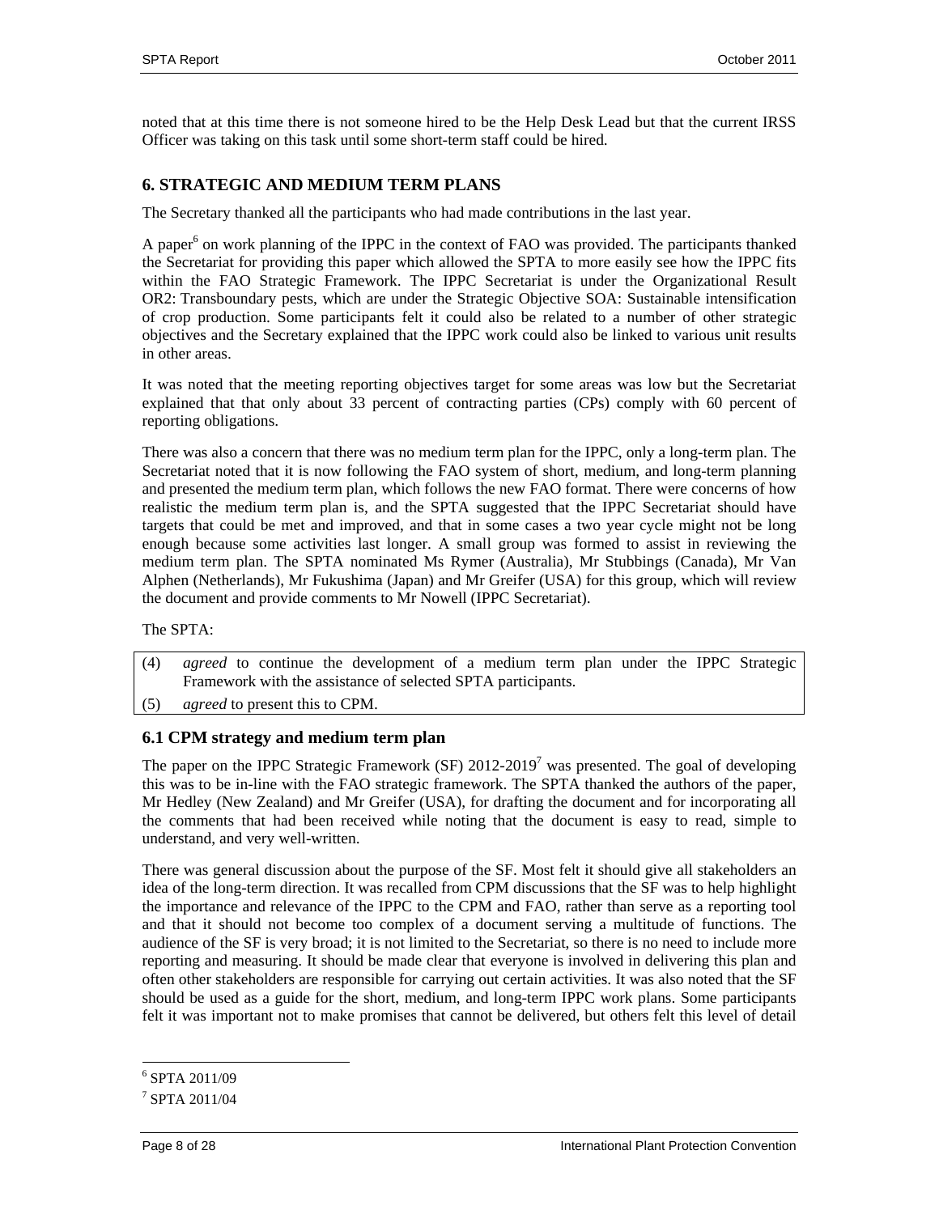noted that at this time there is not someone hired to be the Help Desk Lead but that the current IRSS Officer was taking on this task until some short-term staff could be hired.

## 6. STRATEGIC AND MEDIUM TERM PLANS

The Secretary thanked all the participants who had made contributions in the last year.

A paper[6] on work planning of the IPPC in the context of FAO was provided. The participants thanked the Secretariat for providing this paper which allowed the SPTA to more easily see how the IPPC fits within the FAO Strategic Framework. The IPPC Secretariat is under the Organizational Result OR2: Transboundary pests, which are under the Strategic Objective SOA: Sustainable intensification of crop production. Some participants felt it could also be related to a number of other strategic objectives and the Secretary explained that the IPPC work could also be linked to various unit results in other areas.

It was noted that the meeting reporting objectives target for some areas was low but the Secretariat explained that that only about 33 percent of contracting parties (CPs) comply with 60 percent of reporting obligations.

There was also a concern that there was no medium term plan for the IPPC, only a long-term plan. The Secretariat noted that it is now following the FAO system of short, medium, and long-term planning and presented the medium term plan, which follows the new FAO format. There were concerns of how realistic the medium term plan is, and the SPTA suggested that the IPPC Secretariat should have targets that could be met and improved, and that in some cases a two year cycle might not be long enough because some activities last longer. A small group was formed to assist in reviewing the medium term plan. The SPTA nominated Ms Rymer (Australia), Mr Stubbings (Canada), Mr Van Alphen (Netherlands), Mr Fukushima (Japan) and Mr Greifer (USA) for this group, which will review the document and provide comments to Mr Nowell (IPPC Secretariat).

The SPTA:

(4) *agreed* to continue the development of a medium term plan under the IPPC Strategic Framework with the assistance of selected SPTA participants.

(5) *agreed* to present this to CPM.

### 6.1 CPM strategy and medium term plan

The paper on the IPPC Strategic Framework (SF) 2012-2019[7] was presented. The goal of developing this was to be in-line with the FAO strategic framework. The SPTA thanked the authors of the paper, Mr Hedley (New Zealand) and Mr Greifer (USA), for drafting the document and for incorporating all the comments that had been received while noting that the document is easy to read, simple to understand, and very well-written.

There was general discussion about the purpose of the SF. Most felt it should give all stakeholders an idea of the long-term direction. It was recalled from CPM discussions that the SF was to help highlight the importance and relevance of the IPPC to the CPM and FAO, rather than serve as a reporting tool and that it should not become too complex of a document serving a multitude of functions. The audience of the SF is very broad; it is not limited to the Secretariat, so there is no need to include more reporting and measuring. It should be made clear that everyone is involved in delivering this plan and often other stakeholders are responsible for carrying out certain activities. It was also noted that the SF should be used as a guide for the short, medium, and long-term IPPC work plans. Some participants felt it was important not to make promises that cannot be delivered, but others felt this level of detail

[6] SPTA 2011/09

[7] SPTA 2011/04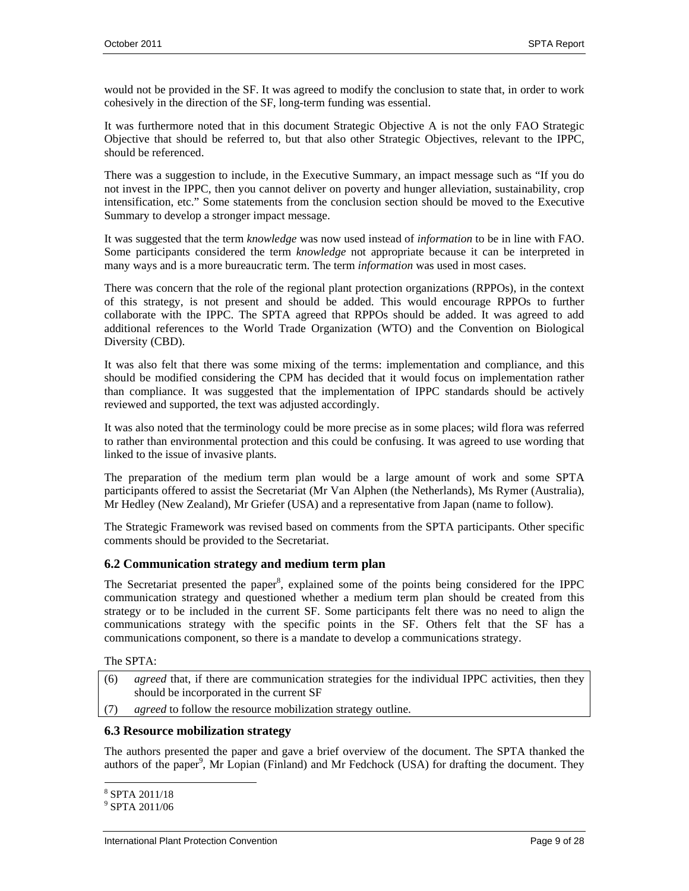would not be provided in the SF. It was agreed to modify the conclusion to state that, in order to work cohesively in the direction of the SF, long-term funding was essential.

It was furthermore noted that in this document Strategic Objective A is not the only FAO Strategic Objective that should be referred to, but that also other Strategic Objectives, relevant to the IPPC, should be referenced.

There was a suggestion to include, in the Executive Summary, an impact message such as "If you do not invest in the IPPC, then you cannot deliver on poverty and hunger alleviation, sustainability, crop intensification, etc." Some statements from the conclusion section should be moved to the Executive Summary to develop a stronger impact message.

It was suggested that the term *knowledge* was now used instead of *information* to be in line with FAO. Some participants considered the term *knowledge* not appropriate because it can be interpreted in many ways and is a more bureaucratic term. The term *information* was used in most cases.

There was concern that the role of the regional plant protection organizations (RPPOs), in the context of this strategy, is not present and should be added. This would encourage RPPOs to further collaborate with the IPPC. The SPTA agreed that RPPOs should be added. It was agreed to add additional references to the World Trade Organization (WTO) and the Convention on Biological Diversity (CBD).

It was also felt that there was some mixing of the terms: implementation and compliance, and this should be modified considering the CPM has decided that it would focus on implementation rather than compliance. It was suggested that the implementation of IPPC standards should be actively reviewed and supported, the text was adjusted accordingly.

It was also noted that the terminology could be more precise as in some places; wild flora was referred to rather than environmental protection and this could be confusing. It was agreed to use wording that linked to the issue of invasive plants.

The preparation of the medium term plan would be a large amount of work and some SPTA participants offered to assist the Secretariat (Mr Van Alphen (the Netherlands), Ms Rymer (Australia), Mr Hedley (New Zealand), Mr Griefer (USA) and a representative from Japan (name to follow).

The Strategic Framework was revised based on comments from the SPTA participants. Other specific comments should be provided to the Secretariat.

### 6.2 Communication strategy and medium term plan

The Secretariat presented the paper[8], explained some of the points being considered for the IPPC communication strategy and questioned whether a medium term plan should be created from this strategy or to be included in the current SF. Some participants felt there was no need to align the communications strategy with the specific points in the SF. Others felt that the SF has a communications component, so there is a mandate to develop a communications strategy.

The SPTA:

(6) *agreed* that, if there are communication strategies for the individual IPPC activities, then they should be incorporated in the current SF

(7) *agreed* to follow the resource mobilization strategy outline.

### 6.3 Resource mobilization strategy

The authors presented the paper and gave a brief overview of the document. The SPTA thanked the authors of the paper[9], Mr Lopian (Finland) and Mr Fedchock (USA) for drafting the document. They

[8] SPTA 2011/18

[9] SPTA 2011/06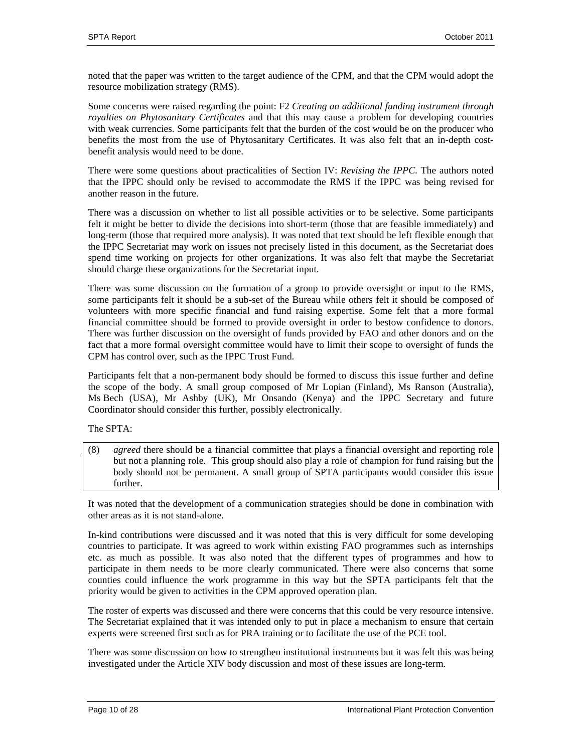noted that the paper was written to the target audience of the CPM, and that the CPM would adopt the resource mobilization strategy (RMS).

Some concerns were raised regarding the point: F2 *Creating an additional funding instrument through royalties on Phytosanitary Certificates* and that this may cause a problem for developing countries with weak currencies. Some participants felt that the burden of the cost would be on the producer who benefits the most from the use of Phytosanitary Certificates. It was also felt that an in-depth cost-benefit analysis would need to be done.

There were some questions about practicalities of Section IV: *Revising the IPPC*. The authors noted that the IPPC should only be revised to accommodate the RMS if the IPPC was being revised for another reason in the future.

There was a discussion on whether to list all possible activities or to be selective. Some participants felt it might be better to divide the decisions into short-term (those that are feasible immediately) and long-term (those that required more analysis). It was noted that text should be left flexible enough that the IPPC Secretariat may work on issues not precisely listed in this document, as the Secretariat does spend time working on projects for other organizations. It was also felt that maybe the Secretariat should charge these organizations for the Secretariat input.

There was some discussion on the formation of a group to provide oversight or input to the RMS, some participants felt it should be a sub-set of the Bureau while others felt it should be composed of volunteers with more specific financial and fund raising expertise. Some felt that a more formal financial committee should be formed to provide oversight in order to bestow confidence to donors. There was further discussion on the oversight of funds provided by FAO and other donors and on the fact that a more formal oversight committee would have to limit their scope to oversight of funds the CPM has control over, such as the IPPC Trust Fund.

Participants felt that a non-permanent body should be formed to discuss this issue further and define the scope of the body. A small group composed of Mr Lopian (Finland), Ms Ranson (Australia), Ms Bech (USA), Mr Ashby (UK), Mr Onsando (Kenya) and the IPPC Secretary and future Coordinator should consider this further, possibly electronically.

The SPTA:

(8) *agreed* there should be a financial committee that plays a financial oversight and reporting role but not a planning role. This group should also play a role of champion for fund raising but the body should not be permanent. A small group of SPTA participants would consider this issue further.

It was noted that the development of a communication strategies should be done in combination with other areas as it is not stand-alone.

In-kind contributions were discussed and it was noted that this is very difficult for some developing countries to participate. It was agreed to work within existing FAO programmes such as internships etc. as much as possible. It was also noted that the different types of programmes and how to participate in them needs to be more clearly communicated. There were also concerns that some counties could influence the work programme in this way but the SPTA participants felt that the priority would be given to activities in the CPM approved operation plan.

The roster of experts was discussed and there were concerns that this could be very resource intensive. The Secretariat explained that it was intended only to put in place a mechanism to ensure that certain experts were screened first such as for PRA training or to facilitate the use of the PCE tool.

There was some discussion on how to strengthen institutional instruments but it was felt this was being investigated under the Article XIV body discussion and most of these issues are long-term.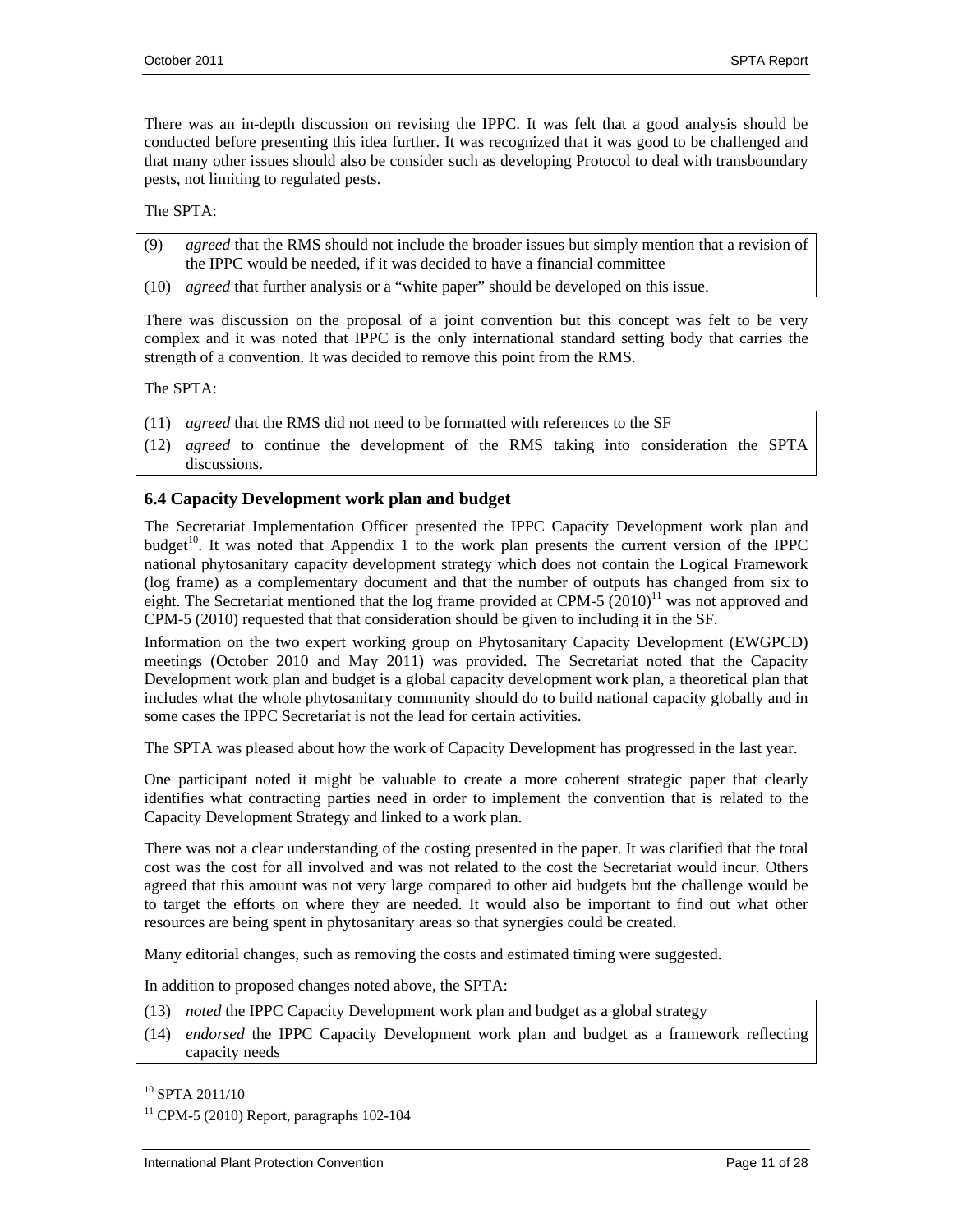There was an in-depth discussion on revising the IPPC. It was felt that a good analysis should be conducted before presenting this idea further. It was recognized that it was good to be challenged and that many other issues should also be consider such as developing Protocol to deal with transboundary pests, not limiting to regulated pests.

The SPTA:

(9) *agreed* that the RMS should not include the broader issues but simply mention that a revision of the IPPC would be needed, if it was decided to have a financial committee

(10) *agreed* that further analysis or a "white paper" should be developed on this issue.

There was discussion on the proposal of a joint convention but this concept was felt to be very complex and it was noted that IPPC is the only international standard setting body that carries the strength of a convention. It was decided to remove this point from the RMS.

The SPTA:

(11) *agreed* that the RMS did not need to be formatted with references to the SF

(12) *agreed* to continue the development of the RMS taking into consideration the SPTA discussions.

### 6.4 Capacity Development work plan and budget

The Secretariat Implementation Officer presented the IPPC Capacity Development work plan and budget[10]. It was noted that Appendix 1 to the work plan presents the current version of the IPPC national phytosanitary capacity development strategy which does not contain the Logical Framework (log frame) as a complementary document and that the number of outputs has changed from six to eight. The Secretariat mentioned that the log frame provided at CPM-5 (2010)[11] was not approved and CPM-5 (2010) requested that that consideration should be given to including it in the SF.

Information on the two expert working group on Phytosanitary Capacity Development (EWGPCD) meetings (October 2010 and May 2011) was provided. The Secretariat noted that the Capacity Development work plan and budget is a global capacity development work plan, a theoretical plan that includes what the whole phytosanitary community should do to build national capacity globally and in some cases the IPPC Secretariat is not the lead for certain activities.

The SPTA was pleased about how the work of Capacity Development has progressed in the last year.

One participant noted it might be valuable to create a more coherent strategic paper that clearly identifies what contracting parties need in order to implement the convention that is related to the Capacity Development Strategy and linked to a work plan.

There was not a clear understanding of the costing presented in the paper. It was clarified that the total cost was the cost for all involved and was not related to the cost the Secretariat would incur. Others agreed that this amount was not very large compared to other aid budgets but the challenge would be to target the efforts on where they are needed. It would also be important to find out what other resources are being spent in phytosanitary areas so that synergies could be created.

Many editorial changes, such as removing the costs and estimated timing were suggested.

In addition to proposed changes noted above, the SPTA:

(13) *noted* the IPPC Capacity Development work plan and budget as a global strategy

(14) *endorsed* the IPPC Capacity Development work plan and budget as a framework reflecting capacity needs

---

[10] SPTA 2011/10

[11] CPM-5 (2010) Report, paragraphs 102-104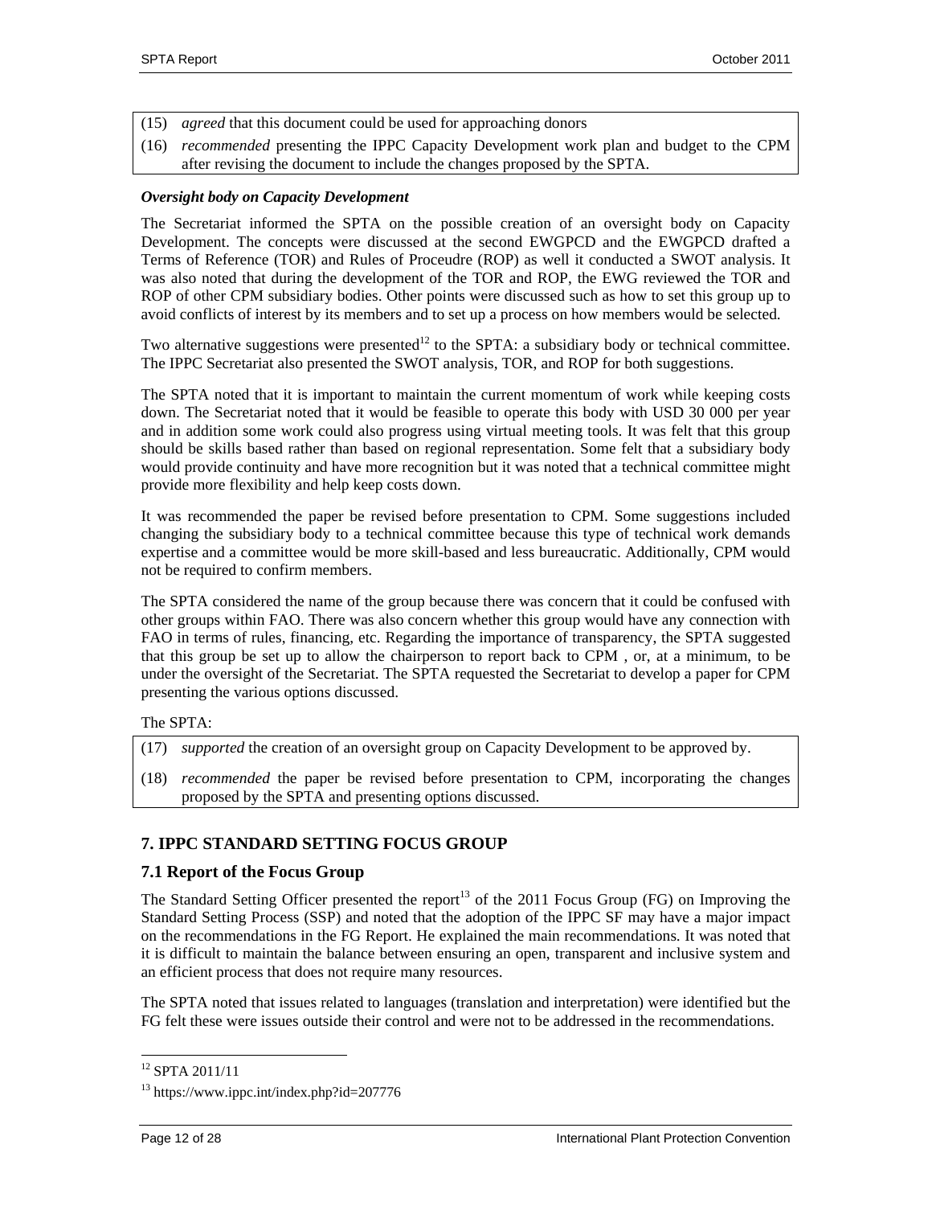(15) *agreed* that this document could be used for approaching donors

(16) *recommended* presenting the IPPC Capacity Development work plan and budget to the CPM after revising the document to include the changes proposed by the SPTA.

***Oversight body on Capacity Development***

The Secretariat informed the SPTA on the possible creation of an oversight body on Capacity Development. The concepts were discussed at the second EWGPCD and the EWGPCD drafted a Terms of Reference (TOR) and Rules of Proceudre (ROP) as well it conducted a SWOT analysis. It was also noted that during the development of the TOR and ROP, the EWG reviewed the TOR and ROP of other CPM subsidiary bodies. Other points were discussed such as how to set this group up to avoid conflicts of interest by its members and to set up a process on how members would be selected.

Two alternative suggestions were presented[12] to the SPTA: a subsidiary body or technical committee. The IPPC Secretariat also presented the SWOT analysis, TOR, and ROP for both suggestions.

The SPTA noted that it is important to maintain the current momentum of work while keeping costs down. The Secretariat noted that it would be feasible to operate this body with USD 30 000 per year and in addition some work could also progress using virtual meeting tools. It was felt that this group should be skills based rather than based on regional representation. Some felt that a subsidiary body would provide continuity and have more recognition but it was noted that a technical committee might provide more flexibility and help keep costs down.

It was recommended the paper be revised before presentation to CPM. Some suggestions included changing the subsidiary body to a technical committee because this type of technical work demands expertise and a committee would be more skill-based and less bureaucratic. Additionally, CPM would not be required to confirm members.

The SPTA considered the name of the group because there was concern that it could be confused with other groups within FAO. There was also concern whether this group would have any connection with FAO in terms of rules, financing, etc. Regarding the importance of transparency, the SPTA suggested that this group be set up to allow the chairperson to report back to CPM , or, at a minimum, to be under the oversight of the Secretariat. The SPTA requested the Secretariat to develop a paper for CPM presenting the various options discussed.

The SPTA:

(17) *supported* the creation of an oversight group on Capacity Development to be approved by.

(18) *recommended* the paper be revised before presentation to CPM, incorporating the changes proposed by the SPTA and presenting options discussed.

## 7. IPPC STANDARD SETTING FOCUS GROUP

### 7.1 Report of the Focus Group

The Standard Setting Officer presented the report[13] of the 2011 Focus Group (FG) on Improving the Standard Setting Process (SSP) and noted that the adoption of the IPPC SF may have a major impact on the recommendations in the FG Report. He explained the main recommendations. It was noted that it is difficult to maintain the balance between ensuring an open, transparent and inclusive system and an efficient process that does not require many resources.

The SPTA noted that issues related to languages (translation and interpretation) were identified but the FG felt these were issues outside their control and were not to be addressed in the recommendations.

---

[12] SPTA 2011/11

[13] https://www.ippc.int/index.php?id=207776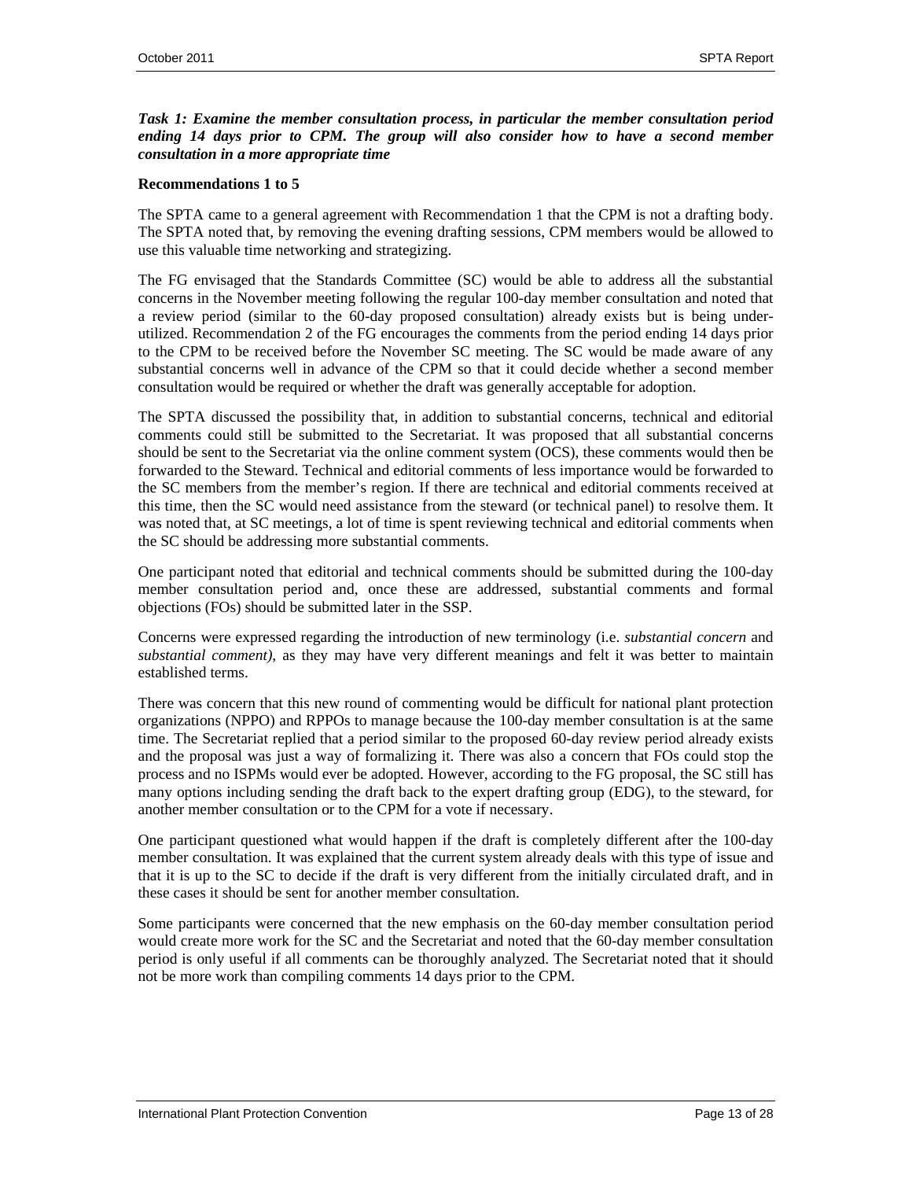***Task 1: Examine the member consultation process, in particular the member consultation period ending 14 days prior to CPM. The group will also consider how to have a second member consultation in a more appropriate time***

**Recommendations 1 to 5**

The SPTA came to a general agreement with Recommendation 1 that the CPM is not a drafting body. The SPTA noted that, by removing the evening drafting sessions, CPM members would be allowed to use this valuable time networking and strategizing.

The FG envisaged that the Standards Committee (SC) would be able to address all the substantial concerns in the November meeting following the regular 100-day member consultation and noted that a review period (similar to the 60-day proposed consultation) already exists but is being under-utilized. Recommendation 2 of the FG encourages the comments from the period ending 14 days prior to the CPM to be received before the November SC meeting. The SC would be made aware of any substantial concerns well in advance of the CPM so that it could decide whether a second member consultation would be required or whether the draft was generally acceptable for adoption.

The SPTA discussed the possibility that, in addition to substantial concerns, technical and editorial comments could still be submitted to the Secretariat. It was proposed that all substantial concerns should be sent to the Secretariat via the online comment system (OCS), these comments would then be forwarded to the Steward. Technical and editorial comments of less importance would be forwarded to the SC members from the member's region. If there are technical and editorial comments received at this time, then the SC would need assistance from the steward (or technical panel) to resolve them. It was noted that, at SC meetings, a lot of time is spent reviewing technical and editorial comments when the SC should be addressing more substantial comments.

One participant noted that editorial and technical comments should be submitted during the 100-day member consultation period and, once these are addressed, substantial comments and formal objections (FOs) should be submitted later in the SSP.

Concerns were expressed regarding the introduction of new terminology (i.e. *substantial concern* and *substantial comment)*, as they may have very different meanings and felt it was better to maintain established terms.

There was concern that this new round of commenting would be difficult for national plant protection organizations (NPPO) and RPPOs to manage because the 100-day member consultation is at the same time. The Secretariat replied that a period similar to the proposed 60-day review period already exists and the proposal was just a way of formalizing it. There was also a concern that FOs could stop the process and no ISPMs would ever be adopted. However, according to the FG proposal, the SC still has many options including sending the draft back to the expert drafting group (EDG), to the steward, for another member consultation or to the CPM for a vote if necessary.

One participant questioned what would happen if the draft is completely different after the 100-day member consultation. It was explained that the current system already deals with this type of issue and that it is up to the SC to decide if the draft is very different from the initially circulated draft, and in these cases it should be sent for another member consultation.

Some participants were concerned that the new emphasis on the 60-day member consultation period would create more work for the SC and the Secretariat and noted that the 60-day member consultation period is only useful if all comments can be thoroughly analyzed. The Secretariat noted that it should not be more work than compiling comments 14 days prior to the CPM.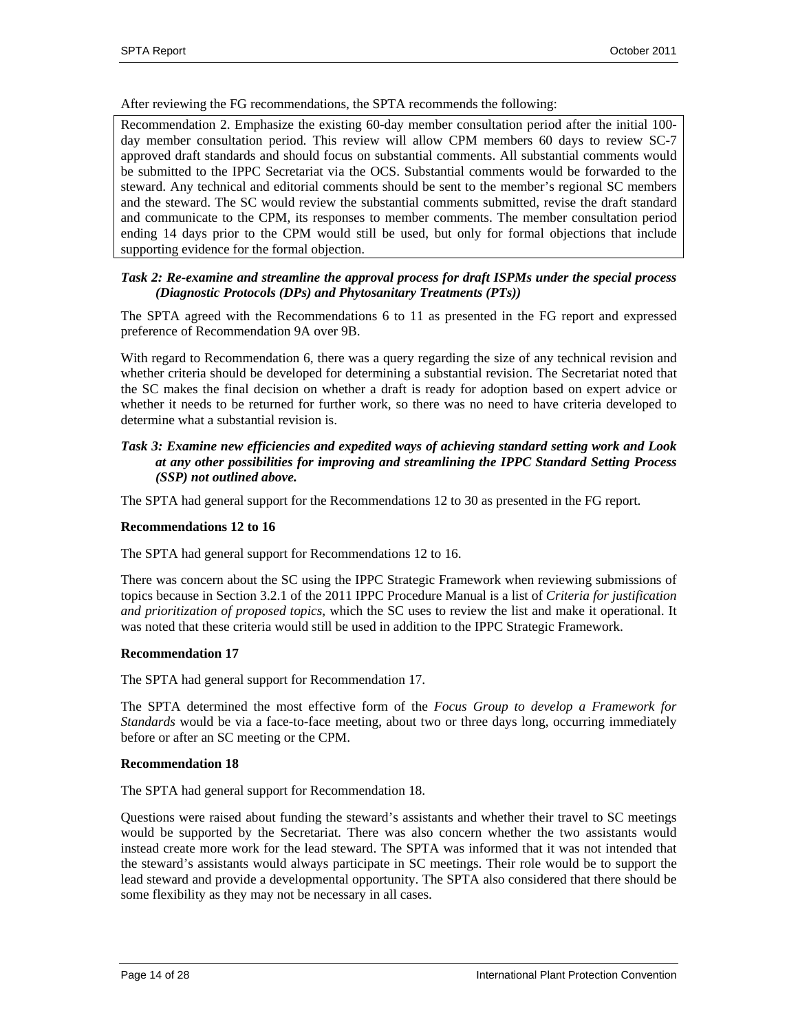After reviewing the FG recommendations, the SPTA recommends the following:

> Recommendation 2. Emphasize the existing 60-day member consultation period after the initial 100-day member consultation period. This review will allow CPM members 60 days to review SC-7 approved draft standards and should focus on substantial comments. All substantial comments would be submitted to the IPPC Secretariat via the OCS. Substantial comments would be forwarded to the steward. Any technical and editorial comments should be sent to the member's regional SC members and the steward. The SC would review the substantial comments submitted, revise the draft standard and communicate to the CPM, its responses to member comments. The member consultation period ending 14 days prior to the CPM would still be used, but only for formal objections that include supporting evidence for the formal objection.

***Task 2: Re-examine and streamline the approval process for draft ISPMs under the special process (Diagnostic Protocols (DPs) and Phytosanitary Treatments (PTs))***

The SPTA agreed with the Recommendations 6 to 11 as presented in the FG report and expressed preference of Recommendation 9A over 9B.

With regard to Recommendation 6, there was a query regarding the size of any technical revision and whether criteria should be developed for determining a substantial revision. The Secretariat noted that the SC makes the final decision on whether a draft is ready for adoption based on expert advice or whether it needs to be returned for further work, so there was no need to have criteria developed to determine what a substantial revision is.

***Task 3: Examine new efficiencies and expedited ways of achieving standard setting work and Look at any other possibilities for improving and streamlining the IPPC Standard Setting Process (SSP) not outlined above.***

The SPTA had general support for the Recommendations 12 to 30 as presented in the FG report.

**Recommendations 12 to 16**

The SPTA had general support for Recommendations 12 to 16.

There was concern about the SC using the IPPC Strategic Framework when reviewing submissions of topics because in Section 3.2.1 of the 2011 IPPC Procedure Manual is a list of *Criteria for justification and prioritization of proposed topics*, which the SC uses to review the list and make it operational. It was noted that these criteria would still be used in addition to the IPPC Strategic Framework.

**Recommendation 17**

The SPTA had general support for Recommendation 17.

The SPTA determined the most effective form of the *Focus Group to develop a Framework for Standards* would be via a face-to-face meeting, about two or three days long, occurring immediately before or after an SC meeting or the CPM.

**Recommendation 18**

The SPTA had general support for Recommendation 18.

Questions were raised about funding the steward's assistants and whether their travel to SC meetings would be supported by the Secretariat. There was also concern whether the two assistants would instead create more work for the lead steward. The SPTA was informed that it was not intended that the steward's assistants would always participate in SC meetings. Their role would be to support the lead steward and provide a developmental opportunity. The SPTA also considered that there should be some flexibility as they may not be necessary in all cases.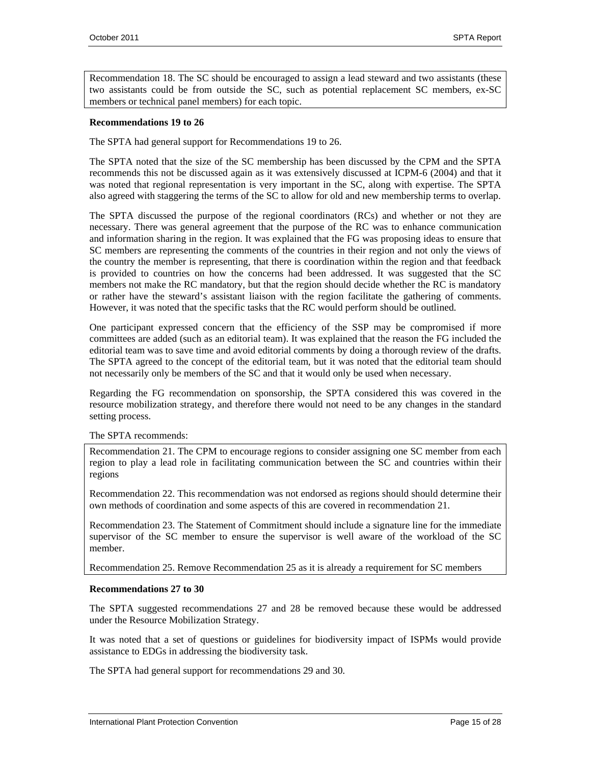Recommendation 18. The SC should be encouraged to assign a lead steward and two assistants (these two assistants could be from outside the SC, such as potential replacement SC members, ex-SC members or technical panel members) for each topic.

**Recommendations 19 to 26**

The SPTA had general support for Recommendations 19 to 26.

The SPTA noted that the size of the SC membership has been discussed by the CPM and the SPTA recommends this not be discussed again as it was extensively discussed at ICPM-6 (2004) and that it was noted that regional representation is very important in the SC, along with expertise. The SPTA also agreed with staggering the terms of the SC to allow for old and new membership terms to overlap.

The SPTA discussed the purpose of the regional coordinators (RCs) and whether or not they are necessary. There was general agreement that the purpose of the RC was to enhance communication and information sharing in the region. It was explained that the FG was proposing ideas to ensure that SC members are representing the comments of the countries in their region and not only the views of the country the member is representing, that there is coordination within the region and that feedback is provided to countries on how the concerns had been addressed. It was suggested that the SC members not make the RC mandatory, but that the region should decide whether the RC is mandatory or rather have the steward's assistant liaison with the region facilitate the gathering of comments. However, it was noted that the specific tasks that the RC would perform should be outlined.

One participant expressed concern that the efficiency of the SSP may be compromised if more committees are added (such as an editorial team). It was explained that the reason the FG included the editorial team was to save time and avoid editorial comments by doing a thorough review of the drafts. The SPTA agreed to the concept of the editorial team, but it was noted that the editorial team should not necessarily only be members of the SC and that it would only be used when necessary.

Regarding the FG recommendation on sponsorship, the SPTA considered this was covered in the resource mobilization strategy, and therefore there would not need to be any changes in the standard setting process.

The SPTA recommends:

Recommendation 21. The CPM to encourage regions to consider assigning one SC member from each region to play a lead role in facilitating communication between the SC and countries within their regions

Recommendation 22. This recommendation was not endorsed as regions should should determine their own methods of coordination and some aspects of this are covered in recommendation 21.

Recommendation 23. The Statement of Commitment should include a signature line for the immediate supervisor of the SC member to ensure the supervisor is well aware of the workload of the SC member.

Recommendation 25. Remove Recommendation 25 as it is already a requirement for SC members

**Recommendations 27 to 30**

The SPTA suggested recommendations 27 and 28 be removed because these would be addressed under the Resource Mobilization Strategy.

It was noted that a set of questions or guidelines for biodiversity impact of ISPMs would provide assistance to EDGs in addressing the biodiversity task.

The SPTA had general support for recommendations 29 and 30.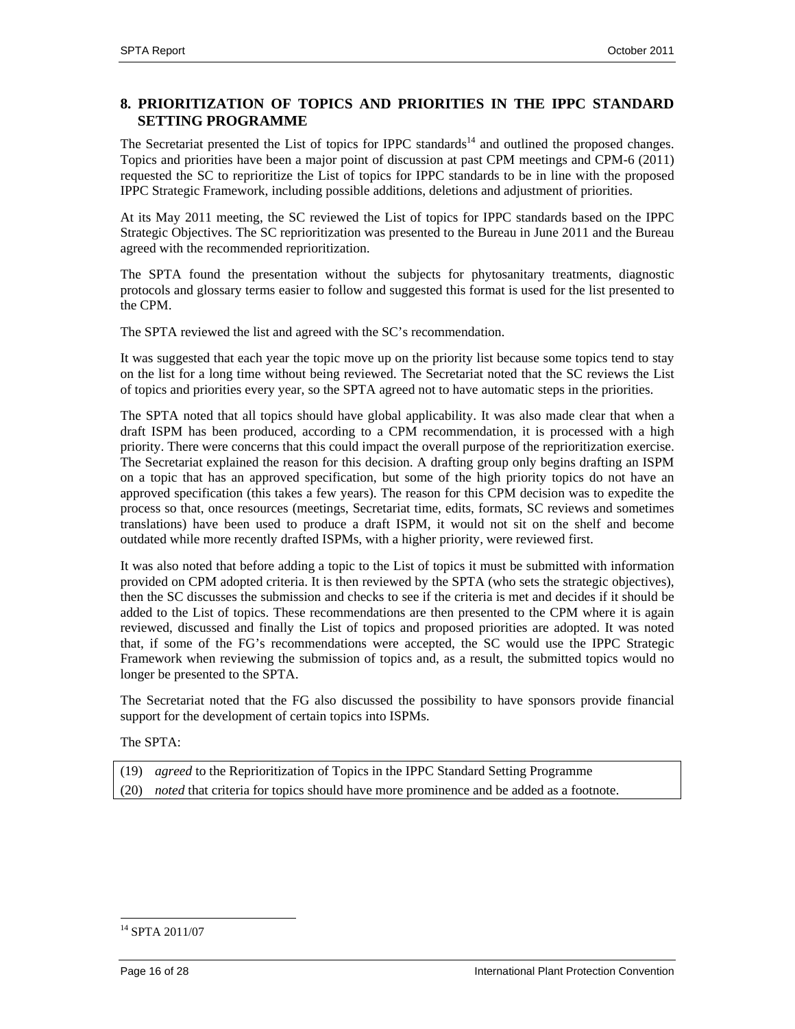## 8. PRIORITIZATION OF TOPICS AND PRIORITIES IN THE IPPC STANDARD SETTING PROGRAMME

The Secretariat presented the List of topics for IPPC standards[14] and outlined the proposed changes. Topics and priorities have been a major point of discussion at past CPM meetings and CPM-6 (2011) requested the SC to reprioritize the List of topics for IPPC standards to be in line with the proposed IPPC Strategic Framework, including possible additions, deletions and adjustment of priorities.

At its May 2011 meeting, the SC reviewed the List of topics for IPPC standards based on the IPPC Strategic Objectives. The SC reprioritization was presented to the Bureau in June 2011 and the Bureau agreed with the recommended reprioritization.

The SPTA found the presentation without the subjects for phytosanitary treatments, diagnostic protocols and glossary terms easier to follow and suggested this format is used for the list presented to the CPM.

The SPTA reviewed the list and agreed with the SC's recommendation.

It was suggested that each year the topic move up on the priority list because some topics tend to stay on the list for a long time without being reviewed. The Secretariat noted that the SC reviews the List of topics and priorities every year, so the SPTA agreed not to have automatic steps in the priorities.

The SPTA noted that all topics should have global applicability. It was also made clear that when a draft ISPM has been produced, according to a CPM recommendation, it is processed with a high priority. There were concerns that this could impact the overall purpose of the reprioritization exercise. The Secretariat explained the reason for this decision. A drafting group only begins drafting an ISPM on a topic that has an approved specification, but some of the high priority topics do not have an approved specification (this takes a few years). The reason for this CPM decision was to expedite the process so that, once resources (meetings, Secretariat time, edits, formats, SC reviews and sometimes translations) have been used to produce a draft ISPM, it would not sit on the shelf and become outdated while more recently drafted ISPMs, with a higher priority, were reviewed first.

It was also noted that before adding a topic to the List of topics it must be submitted with information provided on CPM adopted criteria. It is then reviewed by the SPTA (who sets the strategic objectives), then the SC discusses the submission and checks to see if the criteria is met and decides if it should be added to the List of topics. These recommendations are then presented to the CPM where it is again reviewed, discussed and finally the List of topics and proposed priorities are adopted. It was noted that, if some of the FG's recommendations were accepted, the SC would use the IPPC Strategic Framework when reviewing the submission of topics and, as a result, the submitted topics would no longer be presented to the SPTA.

The Secretariat noted that the FG also discussed the possibility to have sponsors provide financial support for the development of certain topics into ISPMs.

The SPTA:

(19) *agreed* to the Reprioritization of Topics in the IPPC Standard Setting Programme
(20) *noted* that criteria for topics should have more prominence and be added as a footnote.

[14] SPTA 2011/07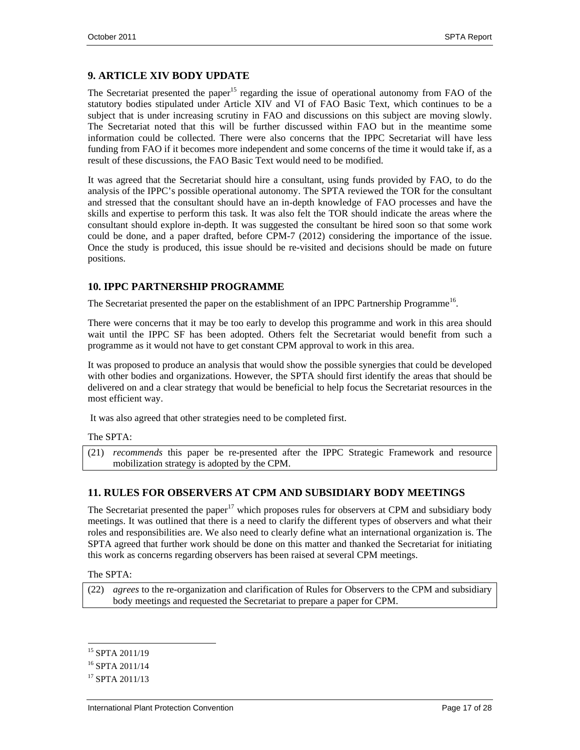## 9. ARTICLE XIV BODY UPDATE

The Secretariat presented the paper[15] regarding the issue of operational autonomy from FAO of the statutory bodies stipulated under Article XIV and VI of FAO Basic Text, which continues to be a subject that is under increasing scrutiny in FAO and discussions on this subject are moving slowly. The Secretariat noted that this will be further discussed within FAO but in the meantime some information could be collected. There were also concerns that the IPPC Secretariat will have less funding from FAO if it becomes more independent and some concerns of the time it would take if, as a result of these discussions, the FAO Basic Text would need to be modified.

It was agreed that the Secretariat should hire a consultant, using funds provided by FAO, to do the analysis of the IPPC's possible operational autonomy. The SPTA reviewed the TOR for the consultant and stressed that the consultant should have an in-depth knowledge of FAO processes and have the skills and expertise to perform this task. It was also felt the TOR should indicate the areas where the consultant should explore in-depth. It was suggested the consultant be hired soon so that some work could be done, and a paper drafted, before CPM-7 (2012) considering the importance of the issue. Once the study is produced, this issue should be re-visited and decisions should be made on future positions.

## 10. IPPC PARTNERSHIP PROGRAMME

The Secretariat presented the paper on the establishment of an IPPC Partnership Programme[16].

There were concerns that it may be too early to develop this programme and work in this area should wait until the IPPC SF has been adopted. Others felt the Secretariat would benefit from such a programme as it would not have to get constant CPM approval to work in this area.

It was proposed to produce an analysis that would show the possible synergies that could be developed with other bodies and organizations. However, the SPTA should first identify the areas that should be delivered on and a clear strategy that would be beneficial to help focus the Secretariat resources in the most efficient way.

It was also agreed that other strategies need to be completed first.

The SPTA:

(21) *recommends* this paper be re-presented after the IPPC Strategic Framework and resource mobilization strategy is adopted by the CPM.

## 11. RULES FOR OBSERVERS AT CPM AND SUBSIDIARY BODY MEETINGS

The Secretariat presented the paper[17] which proposes rules for observers at CPM and subsidiary body meetings. It was outlined that there is a need to clarify the different types of observers and what their roles and responsibilities are. We also need to clearly define what an international organization is. The SPTA agreed that further work should be done on this matter and thanked the Secretariat for initiating this work as concerns regarding observers has been raised at several CPM meetings.

The SPTA:

(22) *agrees* to the re-organization and clarification of Rules for Observers to the CPM and subsidiary body meetings and requested the Secretariat to prepare a paper for CPM.

---

[15] SPTA 2011/19

[16] SPTA 2011/14

[17] SPTA 2011/13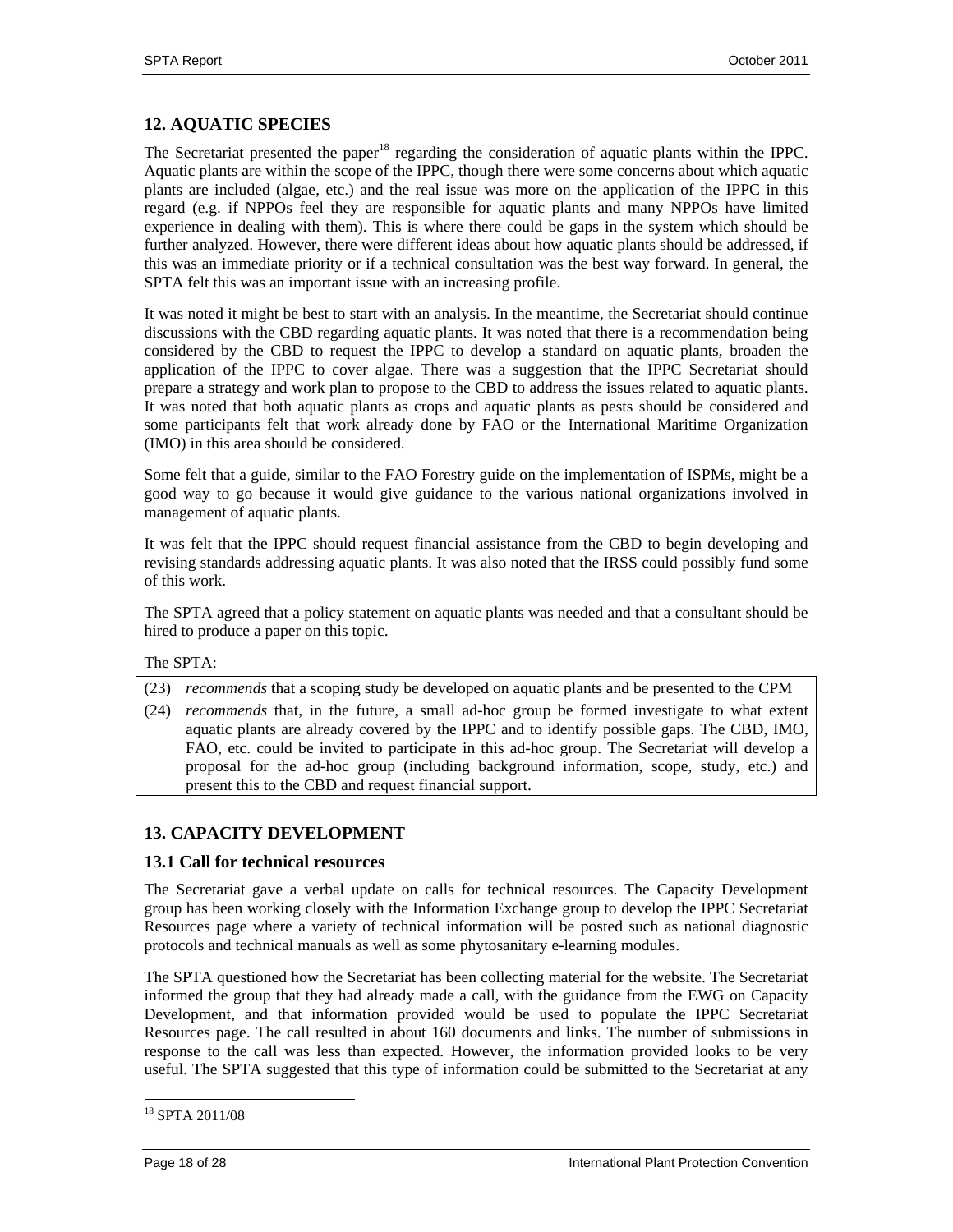## 12. AQUATIC SPECIES

The Secretariat presented the paper[18] regarding the consideration of aquatic plants within the IPPC. Aquatic plants are within the scope of the IPPC, though there were some concerns about which aquatic plants are included (algae, etc.) and the real issue was more on the application of the IPPC in this regard (e.g. if NPPOs feel they are responsible for aquatic plants and many NPPOs have limited experience in dealing with them). This is where there could be gaps in the system which should be further analyzed. However, there were different ideas about how aquatic plants should be addressed, if this was an immediate priority or if a technical consultation was the best way forward. In general, the SPTA felt this was an important issue with an increasing profile.

It was noted it might be best to start with an analysis. In the meantime, the Secretariat should continue discussions with the CBD regarding aquatic plants. It was noted that there is a recommendation being considered by the CBD to request the IPPC to develop a standard on aquatic plants, broaden the application of the IPPC to cover algae. There was a suggestion that the IPPC Secretariat should prepare a strategy and work plan to propose to the CBD to address the issues related to aquatic plants. It was noted that both aquatic plants as crops and aquatic plants as pests should be considered and some participants felt that work already done by FAO or the International Maritime Organization (IMO) in this area should be considered.

Some felt that a guide, similar to the FAO Forestry guide on the implementation of ISPMs, might be a good way to go because it would give guidance to the various national organizations involved in management of aquatic plants.

It was felt that the IPPC should request financial assistance from the CBD to begin developing and revising standards addressing aquatic plants. It was also noted that the IRSS could possibly fund some of this work.

The SPTA agreed that a policy statement on aquatic plants was needed and that a consultant should be hired to produce a paper on this topic.

The SPTA:

(23) *recommends* that a scoping study be developed on aquatic plants and be presented to the CPM

(24) *recommends* that, in the future, a small ad-hoc group be formed investigate to what extent aquatic plants are already covered by the IPPC and to identify possible gaps. The CBD, IMO, FAO, etc. could be invited to participate in this ad-hoc group. The Secretariat will develop a proposal for the ad-hoc group (including background information, scope, study, etc.) and present this to the CBD and request financial support.

## 13. CAPACITY DEVELOPMENT

### 13.1 Call for technical resources

The Secretariat gave a verbal update on calls for technical resources. The Capacity Development group has been working closely with the Information Exchange group to develop the IPPC Secretariat Resources page where a variety of technical information will be posted such as national diagnostic protocols and technical manuals as well as some phytosanitary e-learning modules.

The SPTA questioned how the Secretariat has been collecting material for the website. The Secretariat informed the group that they had already made a call, with the guidance from the EWG on Capacity Development, and that information provided would be used to populate the IPPC Secretariat Resources page. The call resulted in about 160 documents and links. The number of submissions in response to the call was less than expected. However, the information provided looks to be very useful. The SPTA suggested that this type of information could be submitted to the Secretariat at any

[18] SPTA 2011/08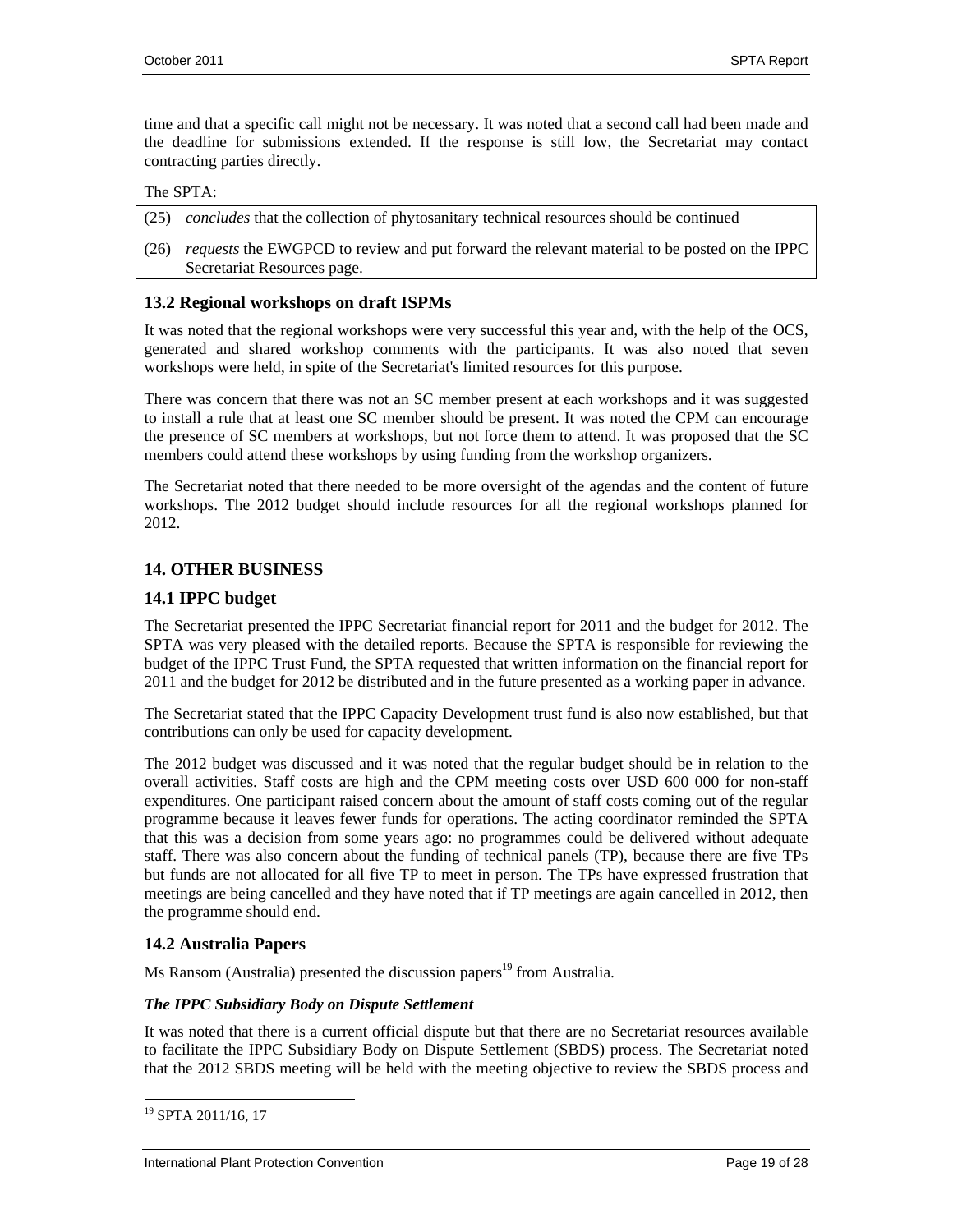time and that a specific call might not be necessary. It was noted that a second call had been made and the deadline for submissions extended. If the response is still low, the Secretariat may contact contracting parties directly.

The SPTA:

(25) *concludes* that the collection of phytosanitary technical resources should be continued

(26) *requests* the EWGPCD to review and put forward the relevant material to be posted on the IPPC Secretariat Resources page.

### 13.2 Regional workshops on draft ISPMs

It was noted that the regional workshops were very successful this year and, with the help of the OCS, generated and shared workshop comments with the participants. It was also noted that seven workshops were held, in spite of the Secretariat's limited resources for this purpose.

There was concern that there was not an SC member present at each workshops and it was suggested to install a rule that at least one SC member should be present. It was noted the CPM can encourage the presence of SC members at workshops, but not force them to attend. It was proposed that the SC members could attend these workshops by using funding from the workshop organizers.

The Secretariat noted that there needed to be more oversight of the agendas and the content of future workshops. The 2012 budget should include resources for all the regional workshops planned for 2012.

## 14. OTHER BUSINESS

### 14.1 IPPC budget

The Secretariat presented the IPPC Secretariat financial report for 2011 and the budget for 2012. The SPTA was very pleased with the detailed reports. Because the SPTA is responsible for reviewing the budget of the IPPC Trust Fund, the SPTA requested that written information on the financial report for 2011 and the budget for 2012 be distributed and in the future presented as a working paper in advance.

The Secretariat stated that the IPPC Capacity Development trust fund is also now established, but that contributions can only be used for capacity development.

The 2012 budget was discussed and it was noted that the regular budget should be in relation to the overall activities. Staff costs are high and the CPM meeting costs over USD 600 000 for non-staff expenditures. One participant raised concern about the amount of staff costs coming out of the regular programme because it leaves fewer funds for operations. The acting coordinator reminded the SPTA that this was a decision from some years ago: no programmes could be delivered without adequate staff. There was also concern about the funding of technical panels (TP), because there are five TPs but funds are not allocated for all five TP to meet in person. The TPs have expressed frustration that meetings are being cancelled and they have noted that if TP meetings are again cancelled in 2012, then the programme should end.

### 14.2 Australia Papers

Ms Ransom (Australia) presented the discussion papers[19] from Australia.

***The IPPC Subsidiary Body on Dispute Settlement***

It was noted that there is a current official dispute but that there are no Secretariat resources available to facilitate the IPPC Subsidiary Body on Dispute Settlement (SBDS) process. The Secretariat noted that the 2012 SBDS meeting will be held with the meeting objective to review the SBDS process and

[19] SPTA 2011/16, 17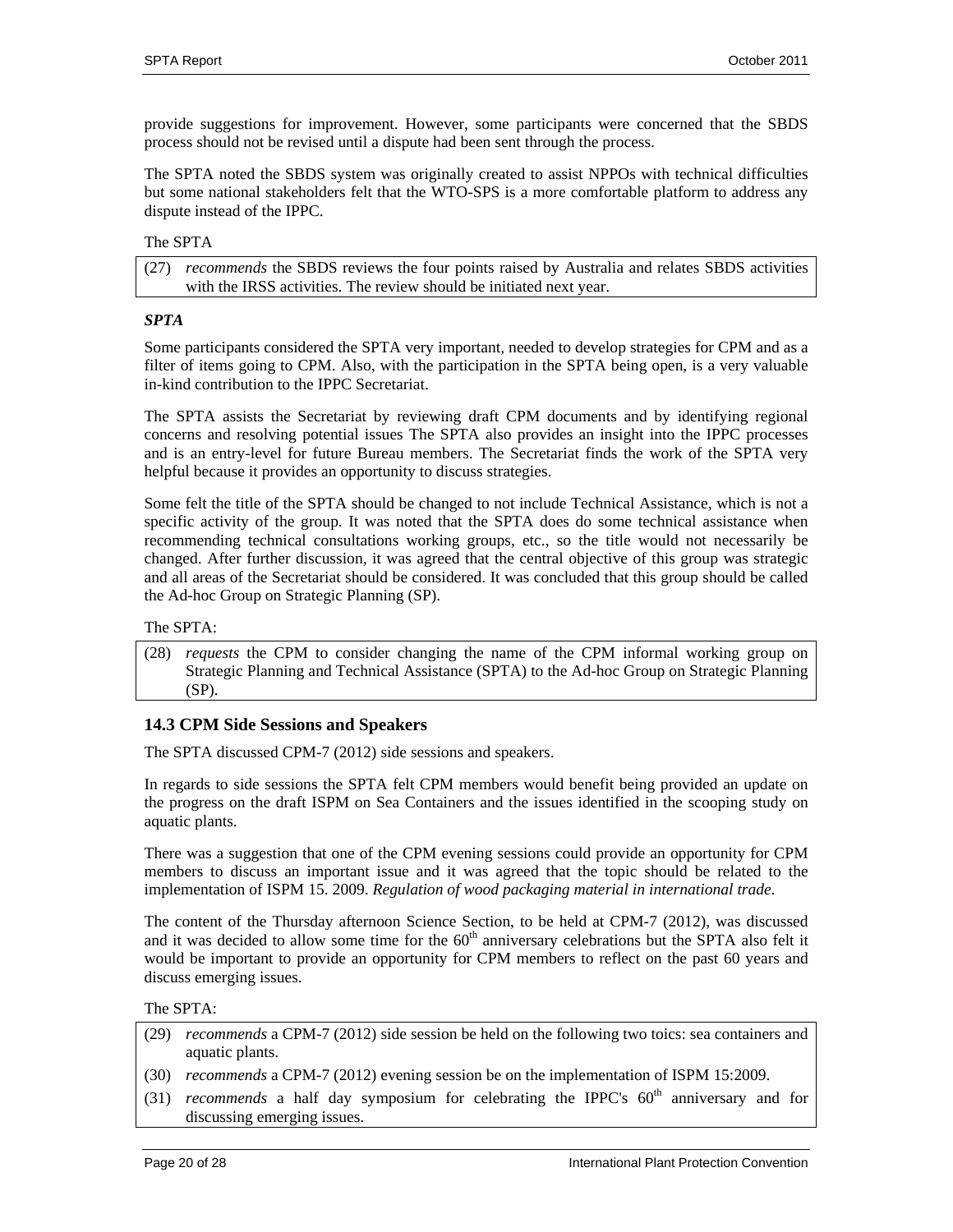provide suggestions for improvement. However, some participants were concerned that the SBDS process should not be revised until a dispute had been sent through the process.

The SPTA noted the SBDS system was originally created to assist NPPOs with technical difficulties but some national stakeholders felt that the WTO-SPS is a more comfortable platform to address any dispute instead of the IPPC.

The SPTA

> (27) *recommends* the SBDS reviews the four points raised by Australia and relates SBDS activities with the IRSS activities. The review should be initiated next year.

***SPTA***

Some participants considered the SPTA very important, needed to develop strategies for CPM and as a filter of items going to CPM. Also, with the participation in the SPTA being open, is a very valuable in-kind contribution to the IPPC Secretariat.

The SPTA assists the Secretariat by reviewing draft CPM documents and by identifying regional concerns and resolving potential issues The SPTA also provides an insight into the IPPC processes and is an entry-level for future Bureau members. The Secretariat finds the work of the SPTA very helpful because it provides an opportunity to discuss strategies.

Some felt the title of the SPTA should be changed to not include Technical Assistance, which is not a specific activity of the group. It was noted that the SPTA does do some technical assistance when recommending technical consultations working groups, etc., so the title would not necessarily be changed. After further discussion, it was agreed that the central objective of this group was strategic and all areas of the Secretariat should be considered. It was concluded that this group should be called the Ad-hoc Group on Strategic Planning (SP).

The SPTA:

> (28) *requests* the CPM to consider changing the name of the CPM informal working group on Strategic Planning and Technical Assistance (SPTA) to the Ad-hoc Group on Strategic Planning (SP).

### 14.3 CPM Side Sessions and Speakers

The SPTA discussed CPM-7 (2012) side sessions and speakers.

In regards to side sessions the SPTA felt CPM members would benefit being provided an update on the progress on the draft ISPM on Sea Containers and the issues identified in the scooping study on aquatic plants.

There was a suggestion that one of the CPM evening sessions could provide an opportunity for CPM members to discuss an important issue and it was agreed that the topic should be related to the implementation of ISPM 15. 2009. *Regulation of wood packaging material in international trade.*

The content of the Thursday afternoon Science Section, to be held at CPM-7 (2012), was discussed and it was decided to allow some time for the 60th anniversary celebrations but the SPTA also felt it would be important to provide an opportunity for CPM members to reflect on the past 60 years and discuss emerging issues.

The SPTA:

> (29) *recommends* a CPM-7 (2012) side session be held on the following two toics: sea containers and aquatic plants.
>
> (30) *recommends* a CPM-7 (2012) evening session be on the implementation of ISPM 15:2009.
>
> (31) *recommends* a half day symposium for celebrating the IPPC's 60th anniversary and for discussing emerging issues.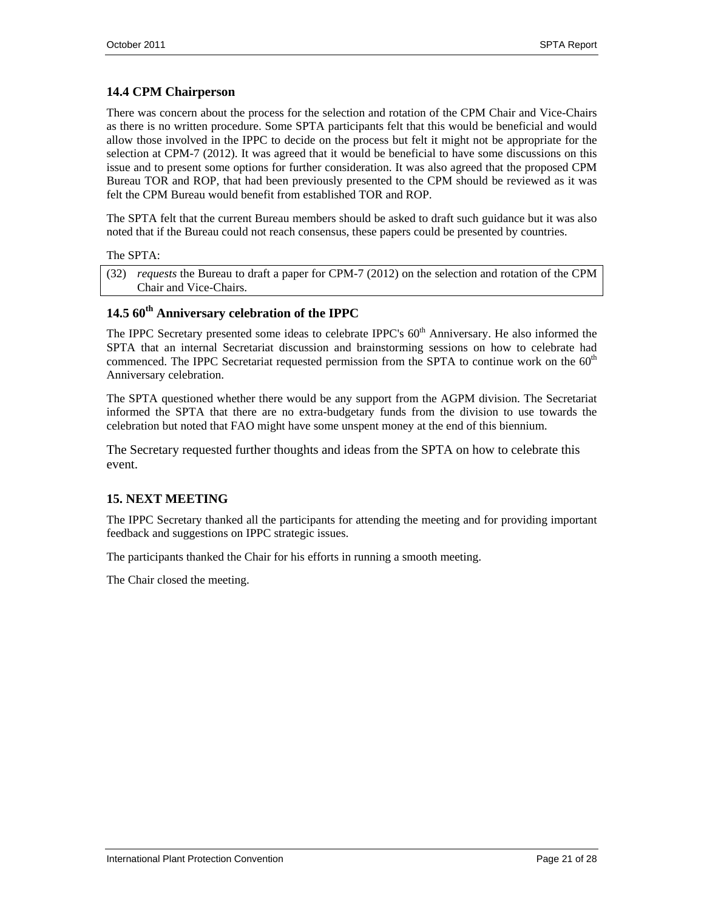### 14.4 CPM Chairperson

There was concern about the process for the selection and rotation of the CPM Chair and Vice-Chairs as there is no written procedure. Some SPTA participants felt that this would be beneficial and would allow those involved in the IPPC to decide on the process but felt it might not be appropriate for the selection at CPM-7 (2012). It was agreed that it would be beneficial to have some discussions on this issue and to present some options for further consideration. It was also agreed that the proposed CPM Bureau TOR and ROP, that had been previously presented to the CPM should be reviewed as it was felt the CPM Bureau would benefit from established TOR and ROP.

The SPTA felt that the current Bureau members should be asked to draft such guidance but it was also noted that if the Bureau could not reach consensus, these papers could be presented by countries.

The SPTA:

(32) *requests* the Bureau to draft a paper for CPM-7 (2012) on the selection and rotation of the CPM Chair and Vice-Chairs.

### 14.5 60th Anniversary celebration of the IPPC

The IPPC Secretary presented some ideas to celebrate IPPC's 60th Anniversary. He also informed the SPTA that an internal Secretariat discussion and brainstorming sessions on how to celebrate had commenced. The IPPC Secretariat requested permission from the SPTA to continue work on the 60th Anniversary celebration.

The SPTA questioned whether there would be any support from the AGPM division. The Secretariat informed the SPTA that there are no extra-budgetary funds from the division to use towards the celebration but noted that FAO might have some unspent money at the end of this biennium.

The Secretary requested further thoughts and ideas from the SPTA on how to celebrate this event.

### 15. NEXT MEETING

The IPPC Secretary thanked all the participants for attending the meeting and for providing important feedback and suggestions on IPPC strategic issues.

The participants thanked the Chair for his efforts in running a smooth meeting.

The Chair closed the meeting.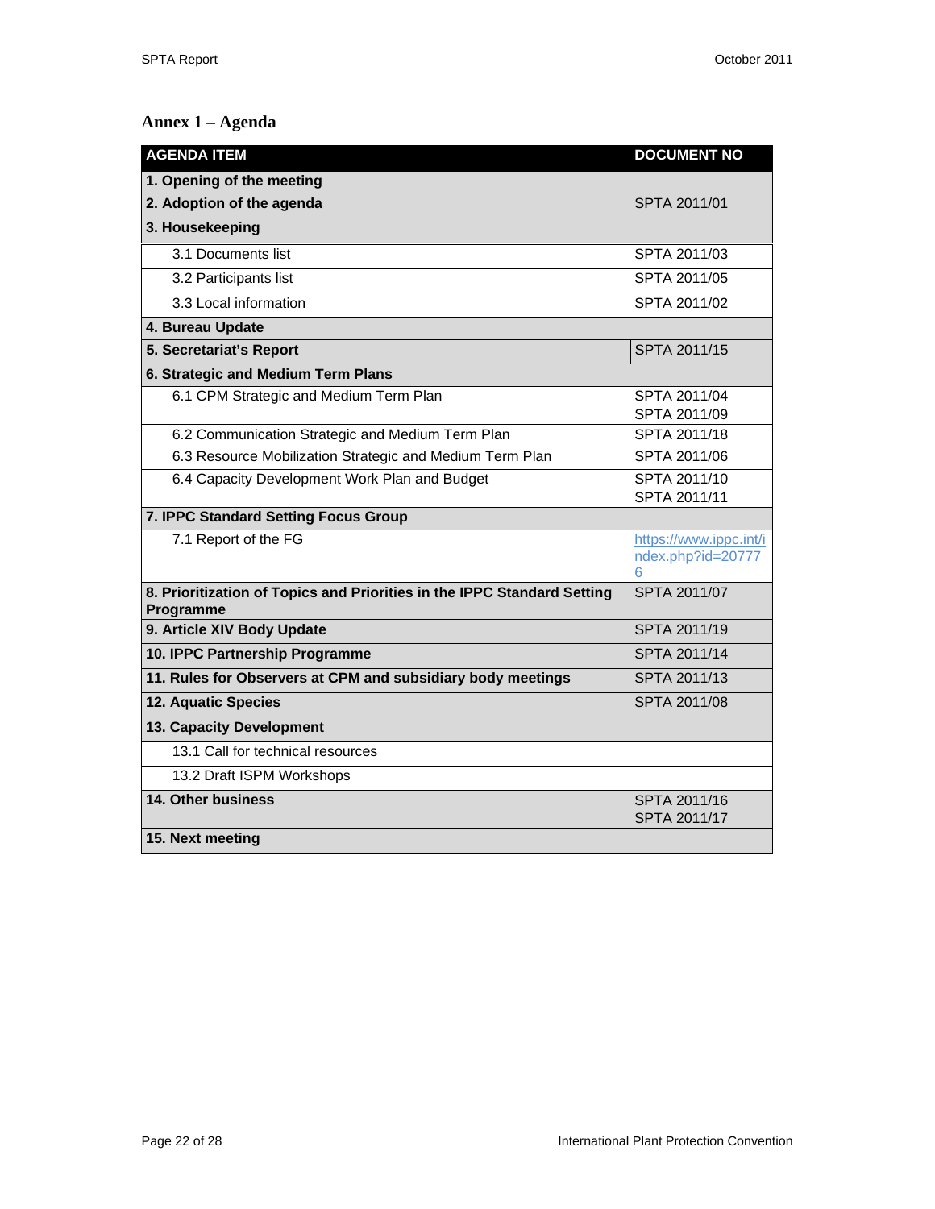## Annex 1 – Agenda

| AGENDA ITEM | DOCUMENT NO |
|---|---|
| **1. Opening of the meeting** | |
| **2. Adoption of the agenda** | SPTA 2011/01 |
| **3. Housekeeping** | |
| 3.1 Documents list | SPTA 2011/03 |
| 3.2 Participants list | SPTA 2011/05 |
| 3.3 Local information | SPTA 2011/02 |
| **4. Bureau Update** | |
| **5. Secretariat's Report** | SPTA 2011/15 |
| **6. Strategic and Medium Term Plans** | |
| 6.1 CPM Strategic and Medium Term Plan | SPTA 2011/04 SPTA 2011/09 |
| 6.2 Communication Strategic and Medium Term Plan | SPTA 2011/18 |
| 6.3 Resource Mobilization Strategic and Medium Term Plan | SPTA 2011/06 |
| 6.4 Capacity Development Work Plan and Budget | SPTA 2011/10 SPTA 2011/11 |
| **7. IPPC Standard Setting Focus Group** | |
| 7.1 Report of the FG | https://www.ippc.int/index.php?id=207776 |
| **8. Prioritization of Topics and Priorities in the IPPC Standard Setting Programme** | SPTA 2011/07 |
| **9. Article XIV Body Update** | SPTA 2011/19 |
| **10. IPPC Partnership Programme** | SPTA 2011/14 |
| **11. Rules for Observers at CPM and subsidiary body meetings** | SPTA 2011/13 |
| **12. Aquatic Species** | SPTA 2011/08 |
| **13. Capacity Development** | |
| 13.1 Call for technical resources | |
| 13.2 Draft ISPM Workshops | |
| **14. Other business** | SPTA 2011/16 SPTA 2011/17 |
| **15. Next meeting** | |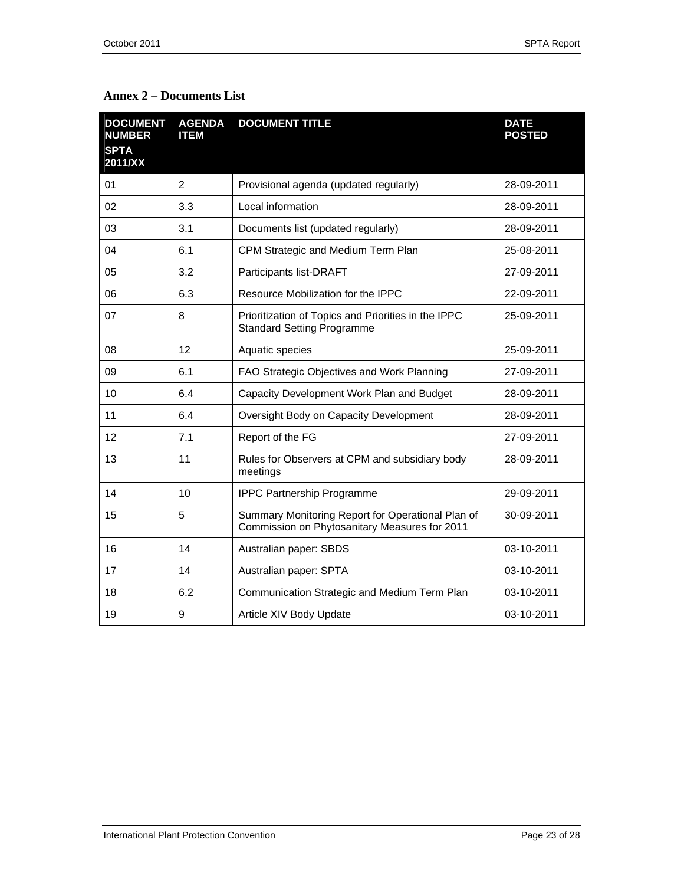## Annex 2 – Documents List

| DOCUMENT NUMBER SPTA 2011/XX | AGENDA ITEM | DOCUMENT TITLE | DATE POSTED |
|---|---|---|---|
| 01 | 2 | Provisional agenda (updated regularly) | 28-09-2011 |
| 02 | 3.3 | Local information | 28-09-2011 |
| 03 | 3.1 | Documents list (updated regularly) | 28-09-2011 |
| 04 | 6.1 | CPM Strategic and Medium Term Plan | 25-08-2011 |
| 05 | 3.2 | Participants list-DRAFT | 27-09-2011 |
| 06 | 6.3 | Resource Mobilization for the IPPC | 22-09-2011 |
| 07 | 8 | Prioritization of Topics and Priorities in the IPPC Standard Setting Programme | 25-09-2011 |
| 08 | 12 | Aquatic species | 25-09-2011 |
| 09 | 6.1 | FAO Strategic Objectives and Work Planning | 27-09-2011 |
| 10 | 6.4 | Capacity Development Work Plan and Budget | 28-09-2011 |
| 11 | 6.4 | Oversight Body on Capacity Development | 28-09-2011 |
| 12 | 7.1 | Report of the FG | 27-09-2011 |
| 13 | 11 | Rules for Observers at CPM and subsidiary body meetings | 28-09-2011 |
| 14 | 10 | IPPC Partnership Programme | 29-09-2011 |
| 15 | 5 | Summary Monitoring Report for Operational Plan of Commission on Phytosanitary Measures for 2011 | 30-09-2011 |
| 16 | 14 | Australian paper: SBDS | 03-10-2011 |
| 17 | 14 | Australian paper: SPTA | 03-10-2011 |
| 18 | 6.2 | Communication Strategic and Medium Term Plan | 03-10-2011 |
| 19 | 9 | Article XIV Body Update | 03-10-2011 |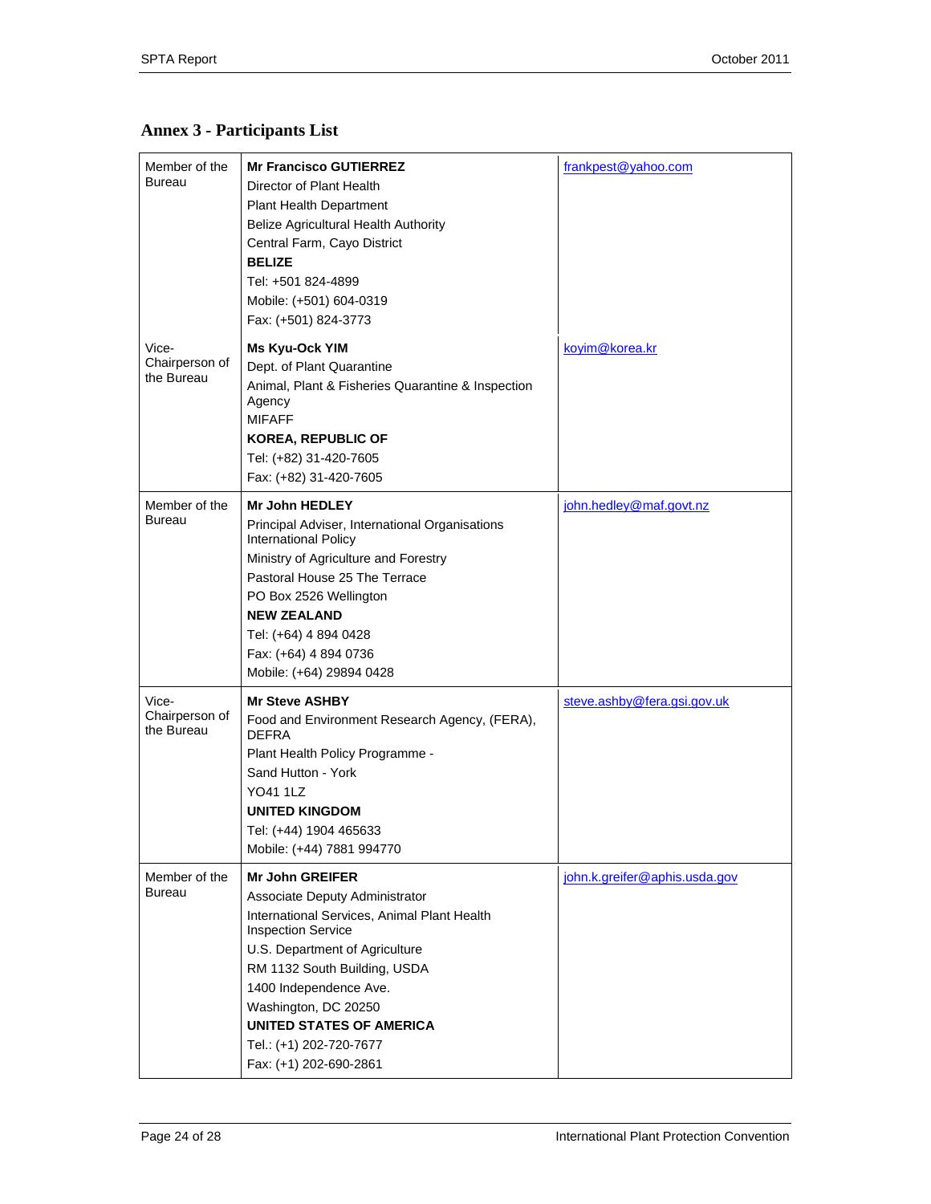## Annex 3 - Participants List

| | | |
|---|---|---|
| Member of the Bureau | **Mr Francisco GUTIERREZ**<br>Director of Plant Health<br>Plant Health Department<br>Belize Agricultural Health Authority<br>Central Farm, Cayo District<br>**BELIZE**<br>Tel: +501 824-4899<br>Mobile: (+501) 604-0319<br>Fax: (+501) 824-3773 | frankpest@yahoo.com |
| Vice-Chairperson of the Bureau | **Ms Kyu-Ock YIM**<br>Dept. of Plant Quarantine<br>Animal, Plant & Fisheries Quarantine & Inspection Agency<br>MIFAFF<br>**KOREA, REPUBLIC OF**<br>Tel: (+82) 31-420-7605<br>Fax: (+82) 31-420-7605 | koyim@korea.kr |
| Member of the Bureau | **Mr John HEDLEY**<br>Principal Adviser, International Organisations International Policy<br>Ministry of Agriculture and Forestry<br>Pastoral House 25 The Terrace<br>PO Box 2526 Wellington<br>**NEW ZEALAND**<br>Tel: (+64) 4 894 0428<br>Fax: (+64) 4 894 0736<br>Mobile: (+64) 29894 0428 | john.hedley@maf.govt.nz |
| Vice-Chairperson of the Bureau | **Mr Steve ASHBY**<br>Food and Environment Research Agency, (FERA), DEFRA<br>Plant Health Policy Programme -<br>Sand Hutton - York<br>YO41 1LZ<br>**UNITED KINGDOM**<br>Tel: (+44) 1904 465633<br>Mobile: (+44) 7881 994770 | steve.ashby@fera.gsi.gov.uk |
| Member of the Bureau | **Mr John GREIFER**<br>Associate Deputy Administrator<br>International Services, Animal Plant Health Inspection Service<br>U.S. Department of Agriculture<br>RM 1132 South Building, USDA<br>1400 Independence Ave.<br>Washington, DC 20250<br>**UNITED STATES OF AMERICA**<br>Tel.: (+1) 202-720-7677<br>Fax: (+1) 202-690-2861 | john.k.greifer@aphis.usda.gov |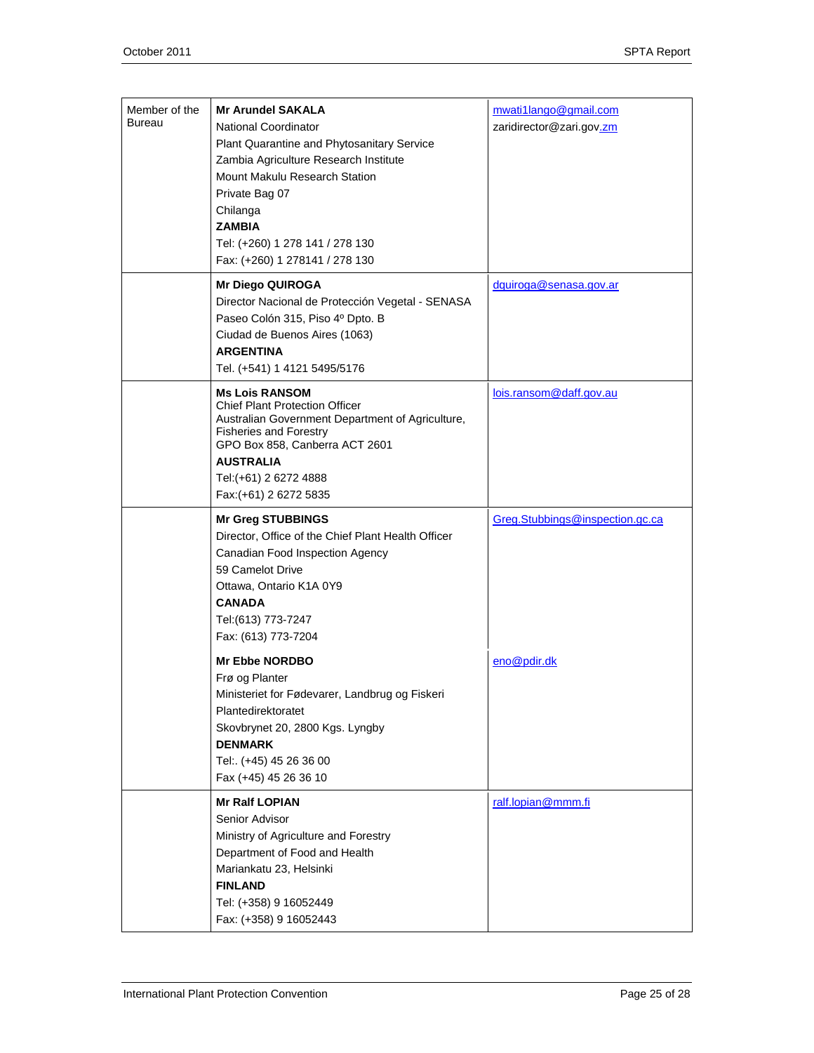| | | |
|---|---|---|
| Member of the Bureau | **Mr Arundel SAKALA**<br>National Coordinator<br>Plant Quarantine and Phytosanitary Service<br>Zambia Agriculture Research Institute<br>Mount Makulu Research Station<br>Private Bag 07<br>Chilanga<br>**ZAMBIA**<br>Tel: (+260) 1 278 141 / 278 130<br>Fax: (+260) 1 278141 / 278 130 | mwati1lango@gmail.com<br>zaridirector@zari.gov.zm |
| | **Mr Diego QUIROGA**<br>Director Nacional de Protección Vegetal - SENASA<br>Paseo Colón 315, Piso 4º Dpto. B<br>Ciudad de Buenos Aires (1063)<br>**ARGENTINA**<br>Tel. (+541) 1 4121 5495/5176 | dquiroga@senasa.gov.ar |
| | **Ms Lois RANSOM**<br>Chief Plant Protection Officer<br>Australian Government Department of Agriculture, Fisheries and Forestry<br>GPO Box 858, Canberra ACT 2601<br>**AUSTRALIA**<br>Tel:(+61) 2 6272 4888<br>Fax:(+61) 2 6272 5835 | lois.ransom@daff.gov.au |
| | **Mr Greg STUBBINGS**<br>Director, Office of the Chief Plant Health Officer<br>Canadian Food Inspection Agency<br>59 Camelot Drive<br>Ottawa, Ontario K1A 0Y9<br>**CANADA**<br>Tel:(613) 773-7247<br>Fax: (613) 773-7204 | Greg.Stubbings@inspection.gc.ca |
| | **Mr Ebbe NORDBO**<br>Frø og Planter<br>Ministeriet for Fødevarer, Landbrug og Fiskeri<br>Plantedirektoratet<br>Skovbrynet 20, 2800 Kgs. Lyngby<br>**DENMARK**<br>Tel:. (+45) 45 26 36 00<br>Fax (+45) 45 26 36 10 | eno@pdir.dk |
| | **Mr Ralf LOPIAN**<br>Senior Advisor<br>Ministry of Agriculture and Forestry<br>Department of Food and Health<br>Mariankatu 23, Helsinki<br>**FINLAND**<br>Tel: (+358) 9 16052449<br>Fax: (+358) 9 16052443 | ralf.lopian@mmm.fi |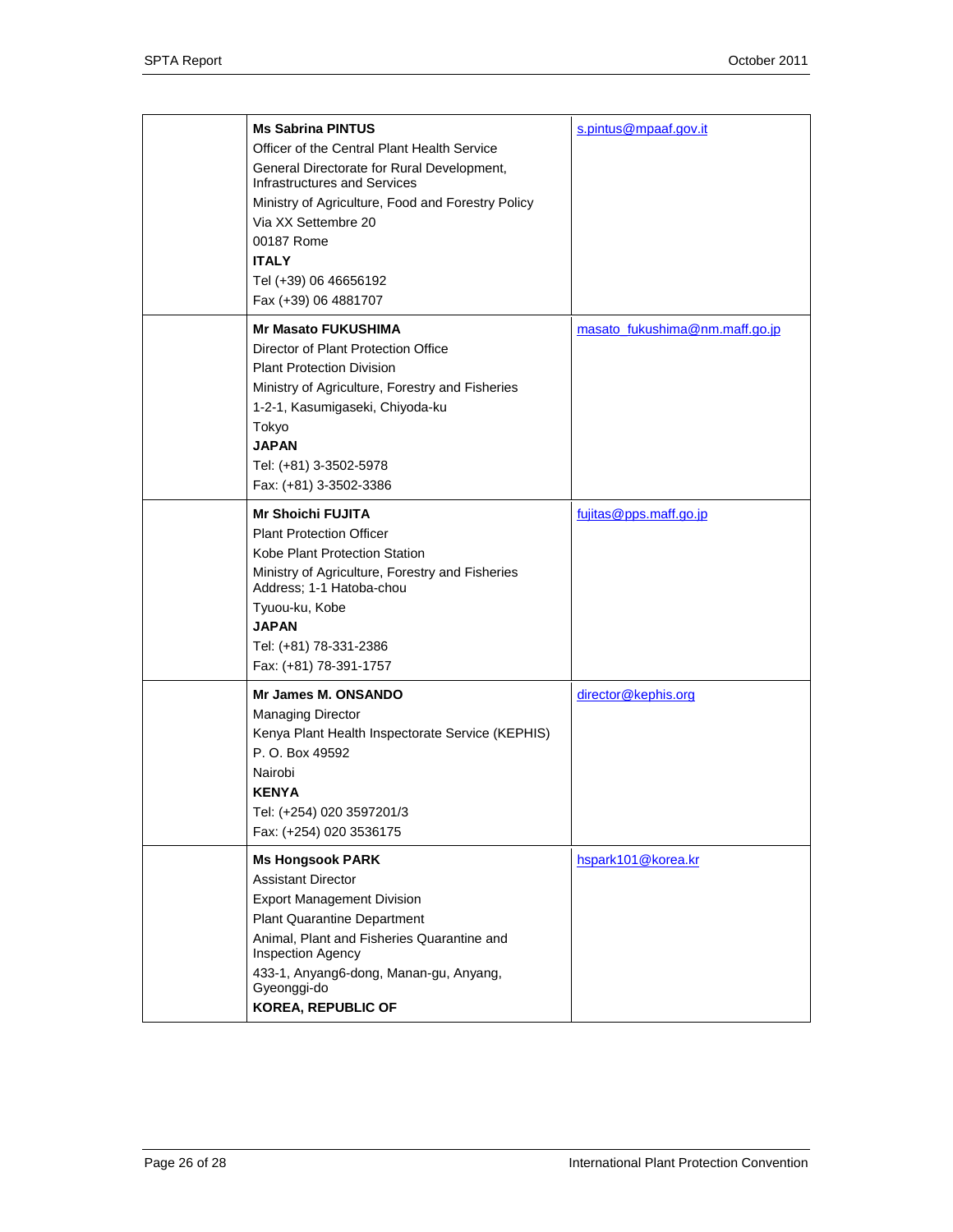| | | |
|---|---|---|
| | **Ms Sabrina PINTUS**<br>Officer of the Central Plant Health Service<br>General Directorate for Rural Development, Infrastructures and Services<br>Ministry of Agriculture, Food and Forestry Policy<br>Via XX Settembre 20<br>00187 Rome<br>**ITALY**<br>Tel (+39) 06 46656192<br>Fax (+39) 06 4881707 | s.pintus@mpaaf.gov.it |
| | **Mr Masato FUKUSHIMA**<br>Director of Plant Protection Office<br>Plant Protection Division<br>Ministry of Agriculture, Forestry and Fisheries<br>1-2-1, Kasumigaseki, Chiyoda-ku<br>Tokyo<br>**JAPAN**<br>Tel: (+81) 3-3502-5978<br>Fax: (+81) 3-3502-3386 | masato_fukushima@nm.maff.go.jp |
| | **Mr Shoichi FUJITA**<br>Plant Protection Officer<br>Kobe Plant Protection Station<br>Ministry of Agriculture, Forestry and Fisheries Address; 1-1 Hatoba-chou<br>Tyuou-ku, Kobe<br>**JAPAN**<br>Tel: (+81) 78-331-2386<br>Fax: (+81) 78-391-1757 | fujitas@pps.maff.go.jp |
| | **Mr James M. ONSANDO**<br>Managing Director<br>Kenya Plant Health Inspectorate Service (KEPHIS)<br>P. O. Box 49592<br>Nairobi<br>**KENYA**<br>Tel: (+254) 020 3597201/3<br>Fax: (+254) 020 3536175 | director@kephis.org |
| | **Ms Hongsook PARK**<br>Assistant Director<br>Export Management Division<br>Plant Quarantine Department<br>Animal, Plant and Fisheries Quarantine and Inspection Agency<br>433-1, Anyang6-dong, Manan-gu, Anyang, Gyeonggi-do<br>**KOREA, REPUBLIC OF** | hspark101@korea.kr |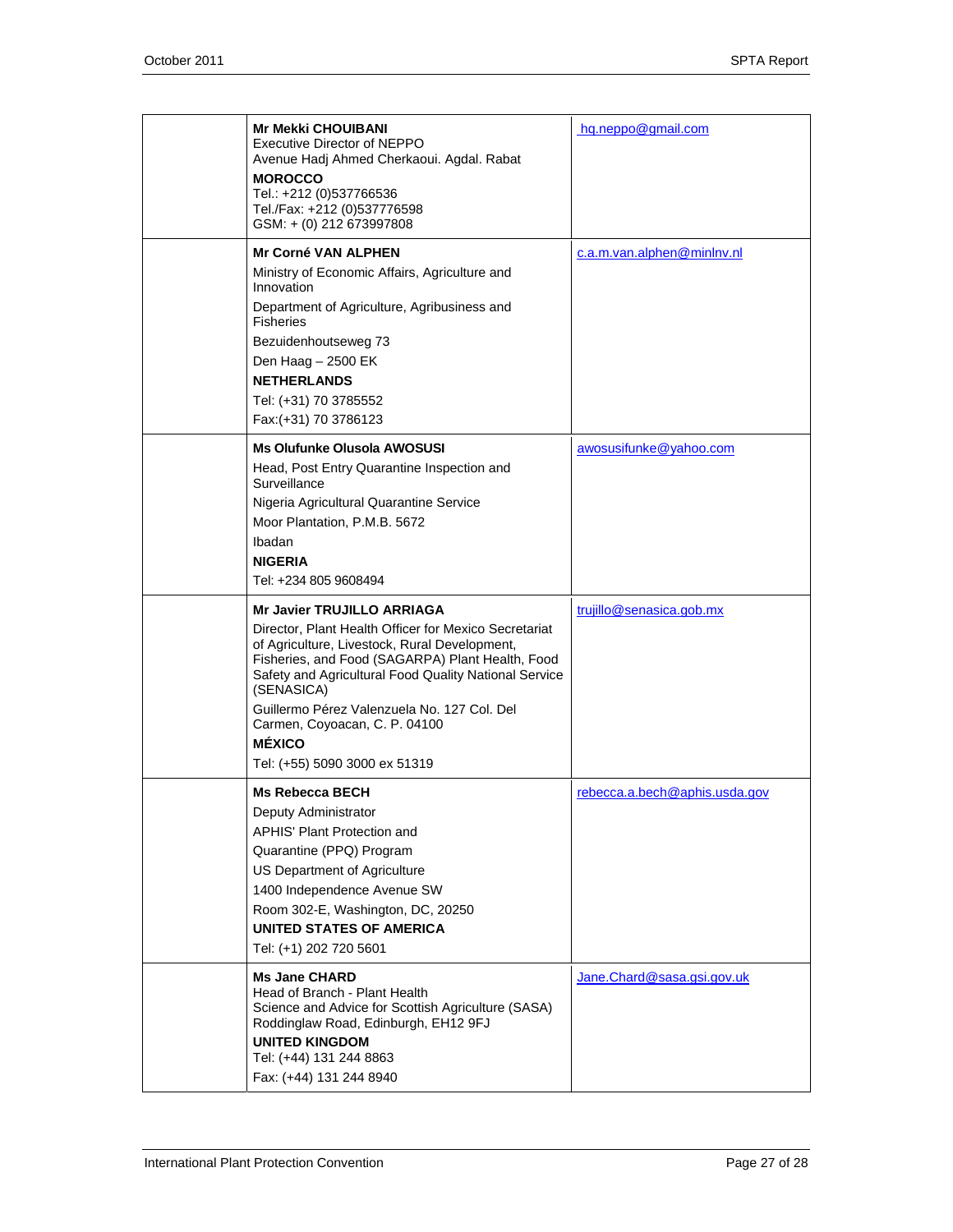| | | |
|---|---|---|
| | **Mr Mekki CHOUIBANI**<br>Executive Director of NEPPO<br>Avenue Hadj Ahmed Cherkaoui. Agdal. Rabat<br>**MOROCCO**<br>Tel.: +212 (0)537766536<br>Tel./Fax: +212 (0)537776598<br>GSM: + (0) 212 673997808 | hq.neppo@gmail.com |
| | **Mr Corné VAN ALPHEN**<br>Ministry of Economic Affairs, Agriculture and Innovation<br>Department of Agriculture, Agribusiness and Fisheries<br>Bezuidenhoutseweg 73<br>Den Haag – 2500 EK<br>**NETHERLANDS**<br>Tel: (+31) 70 3785552<br>Fax:(+31) 70 3786123 | c.a.m.van.alphen@minlnv.nl |
| | **Ms Olufunke Olusola AWOSUSI**<br>Head, Post Entry Quarantine Inspection and Surveillance<br>Nigeria Agricultural Quarantine Service<br>Moor Plantation, P.M.B. 5672<br>Ibadan<br>**NIGERIA**<br>Tel: +234 805 9608494 | awosusifunke@yahoo.com |
| | **Mr Javier TRUJILLO ARRIAGA**<br>Director, Plant Health Officer for Mexico Secretariat of Agriculture, Livestock, Rural Development, Fisheries, and Food (SAGARPA) Plant Health, Food Safety and Agricultural Food Quality National Service (SENASICA)<br>Guillermo Pérez Valenzuela No. 127 Col. Del Carmen, Coyoacan, C. P. 04100<br>**MÉXICO**<br>Tel: (+55) 5090 3000 ex 51319 | trujillo@senasica.gob.mx |
| | **Ms Rebecca BECH**<br>Deputy Administrator<br>APHIS' Plant Protection and<br>Quarantine (PPQ) Program<br>US Department of Agriculture<br>1400 Independence Avenue SW<br>Room 302-E, Washington, DC, 20250<br>**UNITED STATES OF AMERICA**<br>Tel: (+1) 202 720 5601 | rebecca.a.bech@aphis.usda.gov |
| | **Ms Jane CHARD**<br>Head of Branch - Plant Health<br>Science and Advice for Scottish Agriculture (SASA)<br>Roddinglaw Road, Edinburgh, EH12 9FJ<br>**UNITED KINGDOM**<br>Tel: (+44) 131 244 8863<br>Fax: (+44) 131 244 8940 | Jane.Chard@sasa.gsi.gov.uk |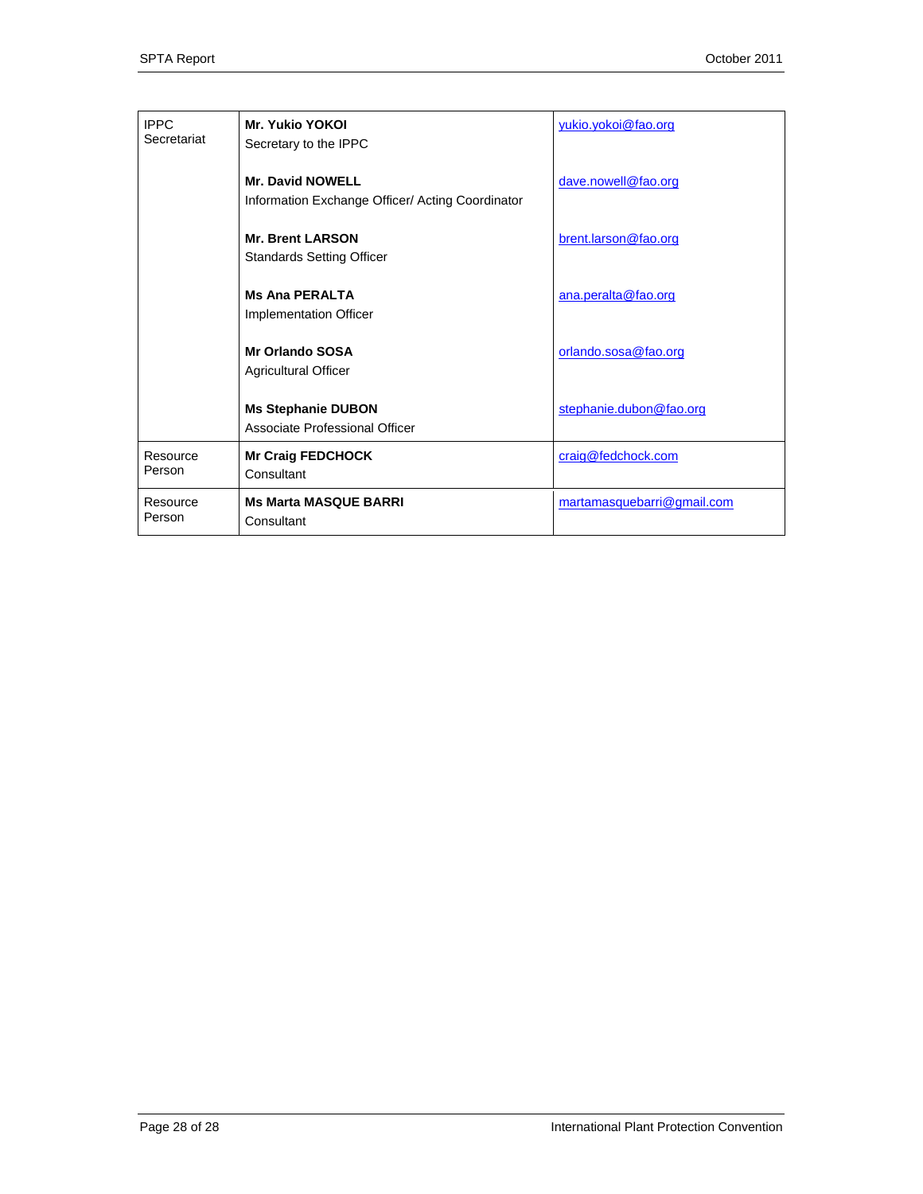| | | |
|---|---|---|
| IPPC Secretariat | **Mr. Yukio YOKOI**<br>Secretary to the IPPC | yukio.yokoi@fao.org |
| | **Mr. David NOWELL**<br>Information Exchange Officer/ Acting Coordinator | dave.nowell@fao.org |
| | **Mr. Brent LARSON**<br>Standards Setting Officer | brent.larson@fao.org |
| | **Ms Ana PERALTA**<br>Implementation Officer | ana.peralta@fao.org |
| | **Mr Orlando SOSA**<br>Agricultural Officer | orlando.sosa@fao.org |
| | **Ms Stephanie DUBON**<br>Associate Professional Officer | stephanie.dubon@fao.org |
| Resource Person | **Mr Craig FEDCHOCK**<br>Consultant | craig@fedchock.com |
| Resource Person | **Ms Marta MASQUE BARRI**<br>Consultant | martamasquebarri@gmail.com |